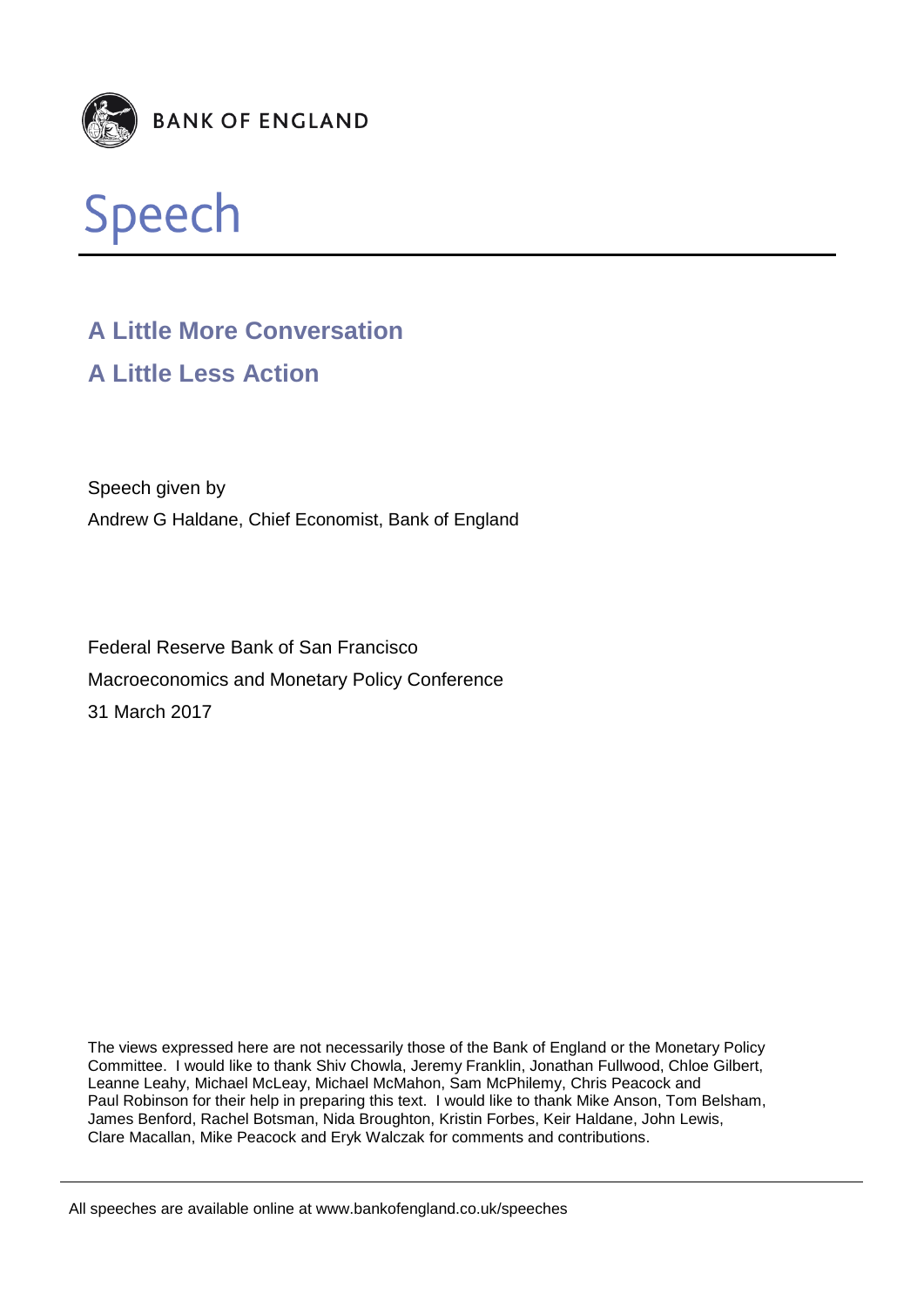BANK OF ENGLAND

# Speech

## A Little More Conversation

## A Little Less Action

Speech given by

Andrew G Haldane, Chief Economist, Bank of England

Federal Reserve Bank of San Francisco

Macroeconomics and Monetary Policy Conference

31 March 2017

The views expressed here are not necessarily those of the Bank of England or the Monetary Policy Committee. I would like to thank Shiv Chowla, Jeremy Franklin, Jonathan Fullwood, Chloe Gilbert, Leanne Leahy, Michael McLeay, Michael McMahon, Sam McPhilemy, Chris Peacock and Paul Robinson for their help in preparing this text. I would like to thank Mike Anson, Tom Belsham, James Benford, Rachel Botsman, Nida Broughton, Kristin Forbes, Keir Haldane, John Lewis, Clare Macallan, Mike Peacock and Eryk Walczak for comments and contributions.

All speeches are available online at www.bankofengland.co.uk/speeches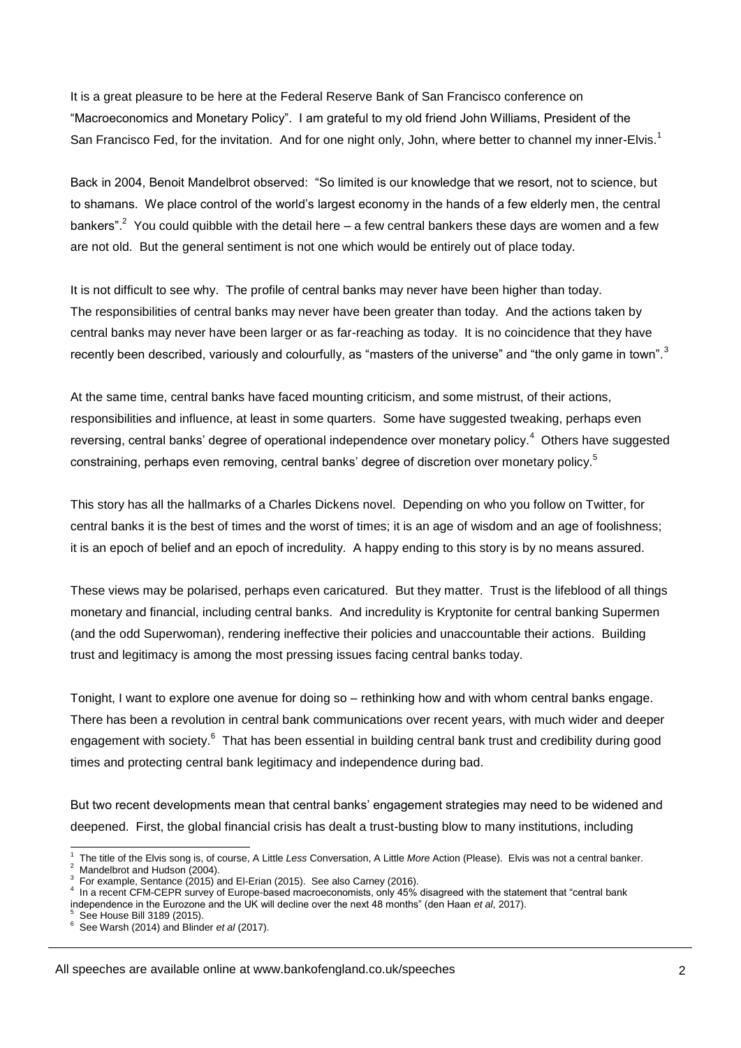It is a great pleasure to be here at the Federal Reserve Bank of San Francisco conference on "Macroeconomics and Monetary Policy". I am grateful to my old friend John Williams, President of the San Francisco Fed, for the invitation. And for one night only, John, where better to channel my inner-Elvis.[1]

Back in 2004, Benoit Mandelbrot observed: "So limited is our knowledge that we resort, not to science, but to shamans. We place control of the world's largest economy in the hands of a few elderly men, the central bankers".[2] You could quibble with the detail here – a few central bankers these days are women and a few are not old. But the general sentiment is not one which would be entirely out of place today.

It is not difficult to see why. The profile of central banks may never have been higher than today. The responsibilities of central banks may never have been greater than today. And the actions taken by central banks may never have been larger or as far-reaching as today. It is no coincidence that they have recently been described, variously and colourfully, as "masters of the universe" and "the only game in town".[3]

At the same time, central banks have faced mounting criticism, and some mistrust, of their actions, responsibilities and influence, at least in some quarters. Some have suggested tweaking, perhaps even reversing, central banks' degree of operational independence over monetary policy.[4] Others have suggested constraining, perhaps even removing, central banks' degree of discretion over monetary policy.[5]

This story has all the hallmarks of a Charles Dickens novel. Depending on who you follow on Twitter, for central banks it is the best of times and the worst of times; it is an age of wisdom and an age of foolishness; it is an epoch of belief and an epoch of incredulity. A happy ending to this story is by no means assured.

These views may be polarised, perhaps even caricatured. But they matter. Trust is the lifeblood of all things monetary and financial, including central banks. And incredulity is Kryptonite for central banking Supermen (and the odd Superwoman), rendering ineffective their policies and unaccountable their actions. Building trust and legitimacy is among the most pressing issues facing central banks today.

Tonight, I want to explore one avenue for doing so – rethinking how and with whom central banks engage. There has been a revolution in central bank communications over recent years, with much wider and deeper engagement with society.[6] That has been essential in building central bank trust and credibility during good times and protecting central bank legitimacy and independence during bad.

But two recent developments mean that central banks' engagement strategies may need to be widened and deepened. First, the global financial crisis has dealt a trust-busting blow to many institutions, including

---

[1] The title of the Elvis song is, of course, A Little *Less* Conversation, A Little *More* Action (Please). Elvis was not a central banker.

[2] Mandelbrot and Hudson (2004).

[3] For example, Sentance (2015) and El-Erian (2015). See also Carney (2016).

[4] In a recent CFM-CEPR survey of Europe-based macroeconomists, only 45% disagreed with the statement that "central bank independence in the Eurozone and the UK will decline over the next 48 months" (den Haan *et al*, 2017).

[5] See House Bill 3189 (2015).

[6] See Warsh (2014) and Blinder *et al* (2017).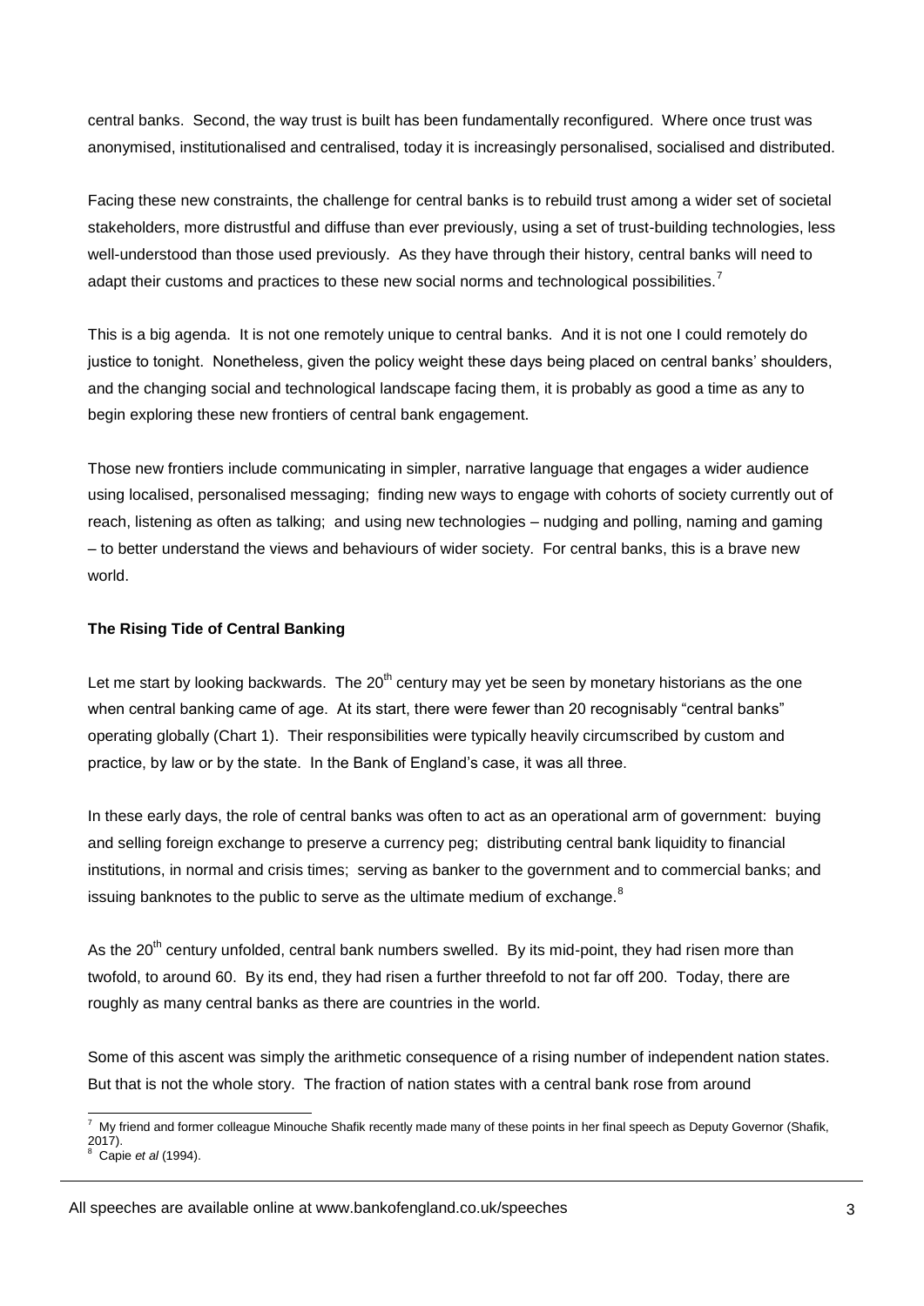central banks. Second, the way trust is built has been fundamentally reconfigured. Where once trust was anonymised, institutionalised and centralised, today it is increasingly personalised, socialised and distributed.

Facing these new constraints, the challenge for central banks is to rebuild trust among a wider set of societal stakeholders, more distrustful and diffuse than ever previously, using a set of trust-building technologies, less well-understood than those used previously. As they have through their history, central banks will need to adapt their customs and practices to these new social norms and technological possibilities.[7]

This is a big agenda. It is not one remotely unique to central banks. And it is not one I could remotely do justice to tonight. Nonetheless, given the policy weight these days being placed on central banks' shoulders, and the changing social and technological landscape facing them, it is probably as good a time as any to begin exploring these new frontiers of central bank engagement.

Those new frontiers include communicating in simpler, narrative language that engages a wider audience using localised, personalised messaging; finding new ways to engage with cohorts of society currently out of reach, listening as often as talking; and using new technologies – nudging and polling, naming and gaming – to better understand the views and behaviours of wider society. For central banks, this is a brave new world.

**The Rising Tide of Central Banking**

Let me start by looking backwards. The 20th century may yet be seen by monetary historians as the one when central banking came of age. At its start, there were fewer than 20 recognisably "central banks" operating globally (Chart 1). Their responsibilities were typically heavily circumscribed by custom and practice, by law or by the state. In the Bank of England's case, it was all three.

In these early days, the role of central banks was often to act as an operational arm of government: buying and selling foreign exchange to preserve a currency peg; distributing central bank liquidity to financial institutions, in normal and crisis times; serving as banker to the government and to commercial banks; and issuing banknotes to the public to serve as the ultimate medium of exchange.[8]

As the 20th century unfolded, central bank numbers swelled. By its mid-point, they had risen more than twofold, to around 60. By its end, they had risen a further threefold to not far off 200. Today, there are roughly as many central banks as there are countries in the world.

Some of this ascent was simply the arithmetic consequence of a rising number of independent nation states. But that is not the whole story. The fraction of nation states with a central bank rose from around

---

[7] My friend and former colleague Minouche Shafik recently made many of these points in her final speech as Deputy Governor (Shafik, 2017).

[8] Capie *et al* (1994).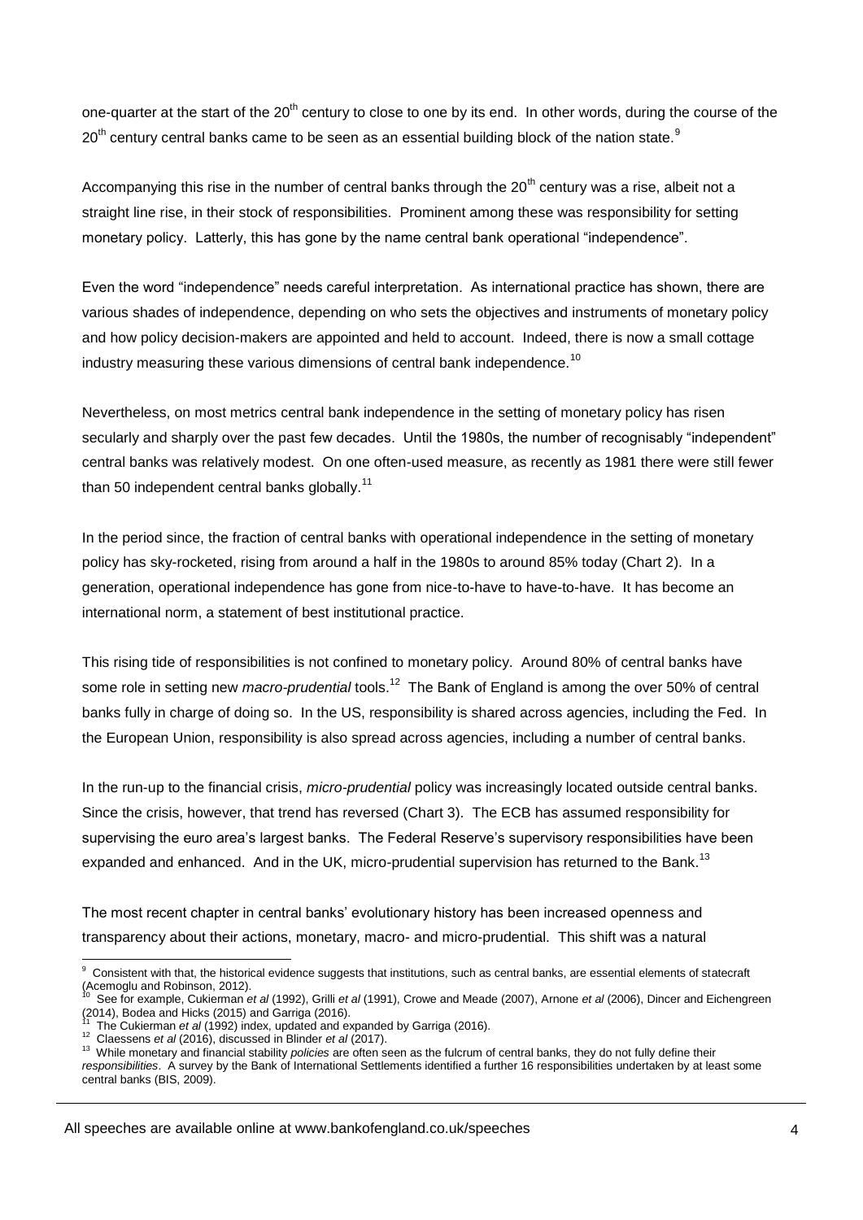one-quarter at the start of the 20th century to close to one by its end. In other words, during the course of the 20th century central banks came to be seen as an essential building block of the nation state.[9]

Accompanying this rise in the number of central banks through the 20th century was a rise, albeit not a straight line rise, in their stock of responsibilities. Prominent among these was responsibility for setting monetary policy. Latterly, this has gone by the name central bank operational "independence".

Even the word "independence" needs careful interpretation. As international practice has shown, there are various shades of independence, depending on who sets the objectives and instruments of monetary policy and how policy decision-makers are appointed and held to account. Indeed, there is now a small cottage industry measuring these various dimensions of central bank independence.[10]

Nevertheless, on most metrics central bank independence in the setting of monetary policy has risen secularly and sharply over the past few decades. Until the 1980s, the number of recognisably "independent" central banks was relatively modest. On one often-used measure, as recently as 1981 there were still fewer than 50 independent central banks globally.[11]

In the period since, the fraction of central banks with operational independence in the setting of monetary policy has sky-rocketed, rising from around a half in the 1980s to around 85% today (Chart 2). In a generation, operational independence has gone from nice-to-have to have-to-have. It has become an international norm, a statement of best institutional practice.

This rising tide of responsibilities is not confined to monetary policy. Around 80% of central banks have some role in setting new *macro-prudential* tools.[12] The Bank of England is among the over 50% of central banks fully in charge of doing so. In the US, responsibility is shared across agencies, including the Fed. In the European Union, responsibility is also spread across agencies, including a number of central banks.

In the run-up to the financial crisis, *micro-prudential* policy was increasingly located outside central banks. Since the crisis, however, that trend has reversed (Chart 3). The ECB has assumed responsibility for supervising the euro area's largest banks. The Federal Reserve's supervisory responsibilities have been expanded and enhanced. And in the UK, micro-prudential supervision has returned to the Bank.[13]

The most recent chapter in central banks' evolutionary history has been increased openness and transparency about their actions, monetary, macro- and micro-prudential. This shift was a natural

---

[9] Consistent with that, the historical evidence suggests that institutions, such as central banks, are essential elements of statecraft (Acemoglu and Robinson, 2012).

[10] See for example, Cukierman *et al* (1992), Grilli *et al* (1991), Crowe and Meade (2007), Arnone *et al* (2006), Dincer and Eichengreen (2014), Bodea and Hicks (2015) and Garriga (2016).

[11] The Cukierman *et al* (1992) index, updated and expanded by Garriga (2016).

[12] Claessens *et al* (2016), discussed in Blinder *et al* (2017).

[13] While monetary and financial stability *policies* are often seen as the fulcrum of central banks, they do not fully define their *responsibilities*. A survey by the Bank of International Settlements identified a further 16 responsibilities undertaken by at least some central banks (BIS, 2009).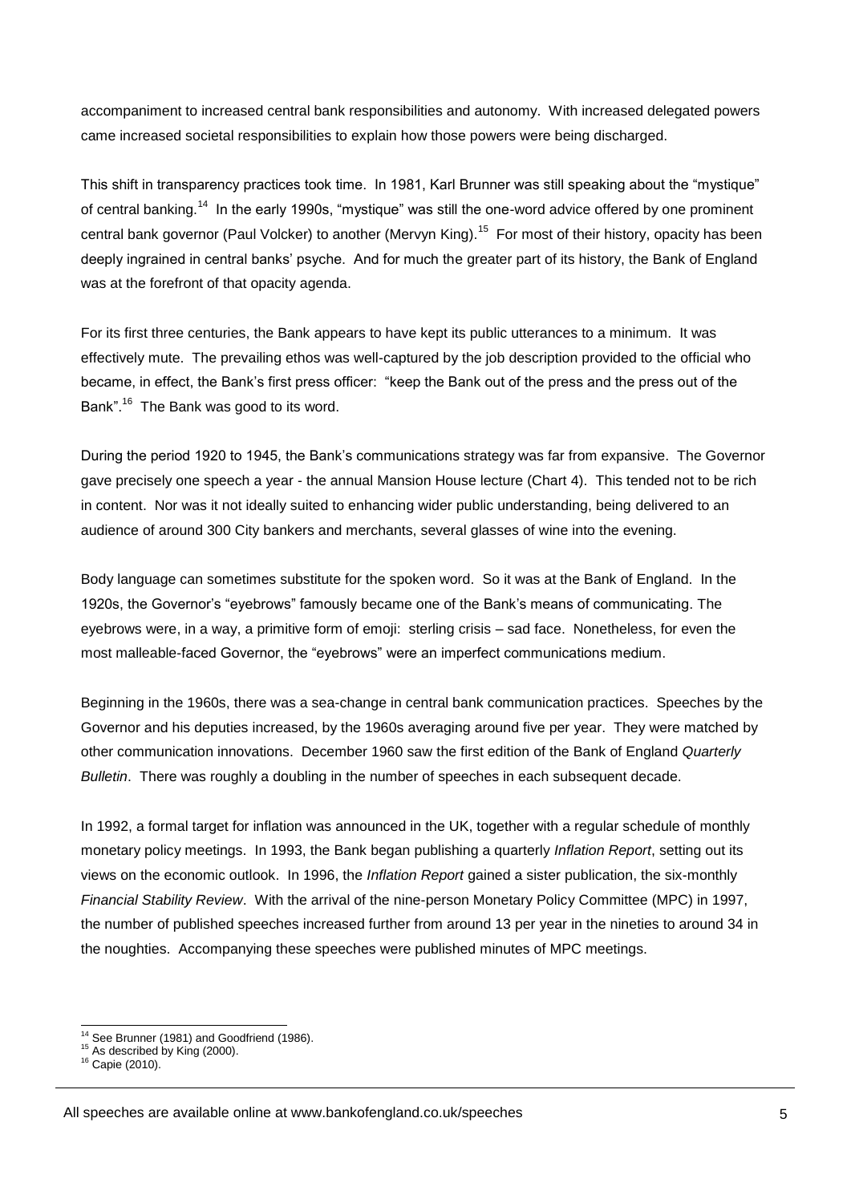accompaniment to increased central bank responsibilities and autonomy. With increased delegated powers came increased societal responsibilities to explain how those powers were being discharged.

This shift in transparency practices took time. In 1981, Karl Brunner was still speaking about the "mystique" of central banking.[14] In the early 1990s, "mystique" was still the one-word advice offered by one prominent central bank governor (Paul Volcker) to another (Mervyn King).[15] For most of their history, opacity has been deeply ingrained in central banks' psyche. And for much the greater part of its history, the Bank of England was at the forefront of that opacity agenda.

For its first three centuries, the Bank appears to have kept its public utterances to a minimum. It was effectively mute. The prevailing ethos was well-captured by the job description provided to the official who became, in effect, the Bank's first press officer: "keep the Bank out of the press and the press out of the Bank".[16] The Bank was good to its word.

During the period 1920 to 1945, the Bank's communications strategy was far from expansive. The Governor gave precisely one speech a year - the annual Mansion House lecture (Chart 4). This tended not to be rich in content. Nor was it not ideally suited to enhancing wider public understanding, being delivered to an audience of around 300 City bankers and merchants, several glasses of wine into the evening.

Body language can sometimes substitute for the spoken word. So it was at the Bank of England. In the 1920s, the Governor's "eyebrows" famously became one of the Bank's means of communicating. The eyebrows were, in a way, a primitive form of emoji: sterling crisis – sad face. Nonetheless, for even the most malleable-faced Governor, the "eyebrows" were an imperfect communications medium.

Beginning in the 1960s, there was a sea-change in central bank communication practices. Speeches by the Governor and his deputies increased, by the 1960s averaging around five per year. They were matched by other communication innovations. December 1960 saw the first edition of the Bank of England *Quarterly Bulletin*. There was roughly a doubling in the number of speeches in each subsequent decade.

In 1992, a formal target for inflation was announced in the UK, together with a regular schedule of monthly monetary policy meetings. In 1993, the Bank began publishing a quarterly *Inflation Report*, setting out its views on the economic outlook. In 1996, the *Inflation Report* gained a sister publication, the six-monthly *Financial Stability Review*. With the arrival of the nine-person Monetary Policy Committee (MPC) in 1997, the number of published speeches increased further from around 13 per year in the nineties to around 34 in the noughties. Accompanying these speeches were published minutes of MPC meetings.

---

[14] See Brunner (1981) and Goodfriend (1986).

[15] As described by King (2000).

[16] Capie (2010).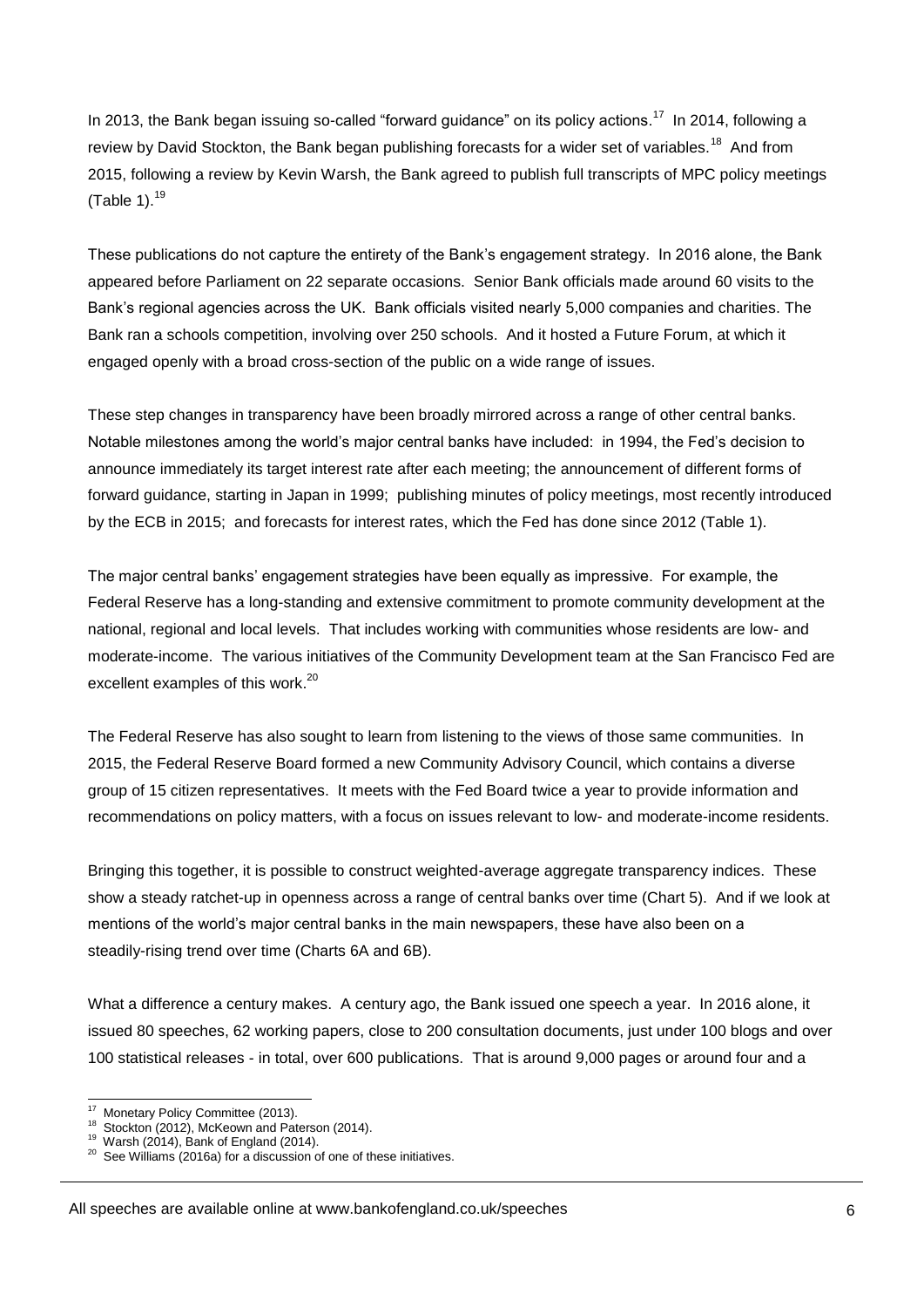In 2013, the Bank began issuing so-called "forward guidance" on its policy actions.[17] In 2014, following a review by David Stockton, the Bank began publishing forecasts for a wider set of variables.[18] And from 2015, following a review by Kevin Warsh, the Bank agreed to publish full transcripts of MPC policy meetings (Table 1).[19]

These publications do not capture the entirety of the Bank's engagement strategy. In 2016 alone, the Bank appeared before Parliament on 22 separate occasions. Senior Bank officials made around 60 visits to the Bank's regional agencies across the UK. Bank officials visited nearly 5,000 companies and charities. The Bank ran a schools competition, involving over 250 schools. And it hosted a Future Forum, at which it engaged openly with a broad cross-section of the public on a wide range of issues.

These step changes in transparency have been broadly mirrored across a range of other central banks. Notable milestones among the world's major central banks have included: in 1994, the Fed's decision to announce immediately its target interest rate after each meeting; the announcement of different forms of forward guidance, starting in Japan in 1999; publishing minutes of policy meetings, most recently introduced by the ECB in 2015; and forecasts for interest rates, which the Fed has done since 2012 (Table 1).

The major central banks' engagement strategies have been equally as impressive. For example, the Federal Reserve has a long-standing and extensive commitment to promote community development at the national, regional and local levels. That includes working with communities whose residents are low- and moderate-income. The various initiatives of the Community Development team at the San Francisco Fed are excellent examples of this work.[20]

The Federal Reserve has also sought to learn from listening to the views of those same communities. In 2015, the Federal Reserve Board formed a new Community Advisory Council, which contains a diverse group of 15 citizen representatives. It meets with the Fed Board twice a year to provide information and recommendations on policy matters, with a focus on issues relevant to low- and moderate-income residents.

Bringing this together, it is possible to construct weighted-average aggregate transparency indices. These show a steady ratchet-up in openness across a range of central banks over time (Chart 5). And if we look at mentions of the world's major central banks in the main newspapers, these have also been on a steadily-rising trend over time (Charts 6A and 6B).

What a difference a century makes. A century ago, the Bank issued one speech a year. In 2016 alone, it issued 80 speeches, 62 working papers, close to 200 consultation documents, just under 100 blogs and over 100 statistical releases - in total, over 600 publications. That is around 9,000 pages or around four and a

[17] Monetary Policy Committee (2013).

[18] Stockton (2012), McKeown and Paterson (2014).

[19] Warsh (2014), Bank of England (2014).

[20] See Williams (2016a) for a discussion of one of these initiatives.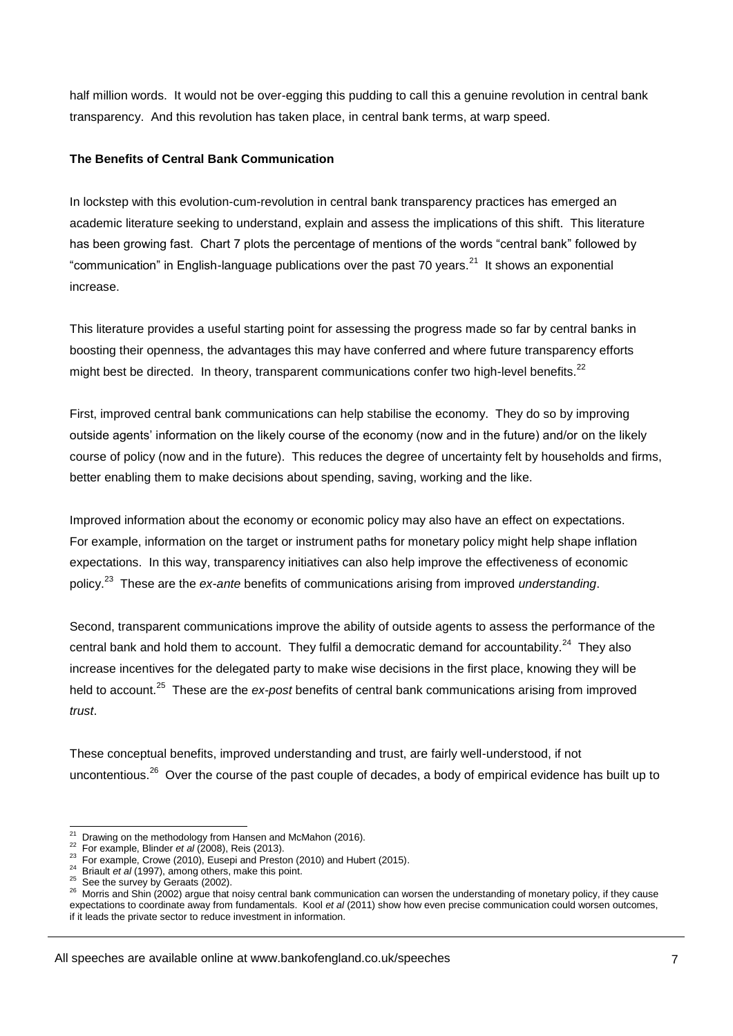half million words. It would not be over-egging this pudding to call this a genuine revolution in central bank transparency. And this revolution has taken place, in central bank terms, at warp speed.

**The Benefits of Central Bank Communication**

In lockstep with this evolution-cum-revolution in central bank transparency practices has emerged an academic literature seeking to understand, explain and assess the implications of this shift. This literature has been growing fast. Chart 7 plots the percentage of mentions of the words "central bank" followed by "communication" in English-language publications over the past 70 years.[21] It shows an exponential increase.

This literature provides a useful starting point for assessing the progress made so far by central banks in boosting their openness, the advantages this may have conferred and where future transparency efforts might best be directed. In theory, transparent communications confer two high-level benefits.[22]

First, improved central bank communications can help stabilise the economy. They do so by improving outside agents' information on the likely course of the economy (now and in the future) and/or on the likely course of policy (now and in the future). This reduces the degree of uncertainty felt by households and firms, better enabling them to make decisions about spending, saving, working and the like.

Improved information about the economy or economic policy may also have an effect on expectations. For example, information on the target or instrument paths for monetary policy might help shape inflation expectations. In this way, transparency initiatives can also help improve the effectiveness of economic policy.[23] These are the *ex-ante* benefits of communications arising from improved *understanding*.

Second, transparent communications improve the ability of outside agents to assess the performance of the central bank and hold them to account. They fulfil a democratic demand for accountability.[24] They also increase incentives for the delegated party to make wise decisions in the first place, knowing they will be held to account.[25] These are the *ex-post* benefits of central bank communications arising from improved *trust*.

These conceptual benefits, improved understanding and trust, are fairly well-understood, if not uncontentious.[26] Over the course of the past couple of decades, a body of empirical evidence has built up to

---

[21] Drawing on the methodology from Hansen and McMahon (2016).

[22] For example, Blinder *et al* (2008), Reis (2013).

[23] For example, Crowe (2010), Eusepi and Preston (2010) and Hubert (2015).

[24] Briault *et al* (1997), among others, make this point.

[25] See the survey by Geraats (2002).

[26] Morris and Shin (2002) argue that noisy central bank communication can worsen the understanding of monetary policy, if they cause expectations to coordinate away from fundamentals. Kool *et al* (2011) show how even precise communication could worsen outcomes, if it leads the private sector to reduce investment in information.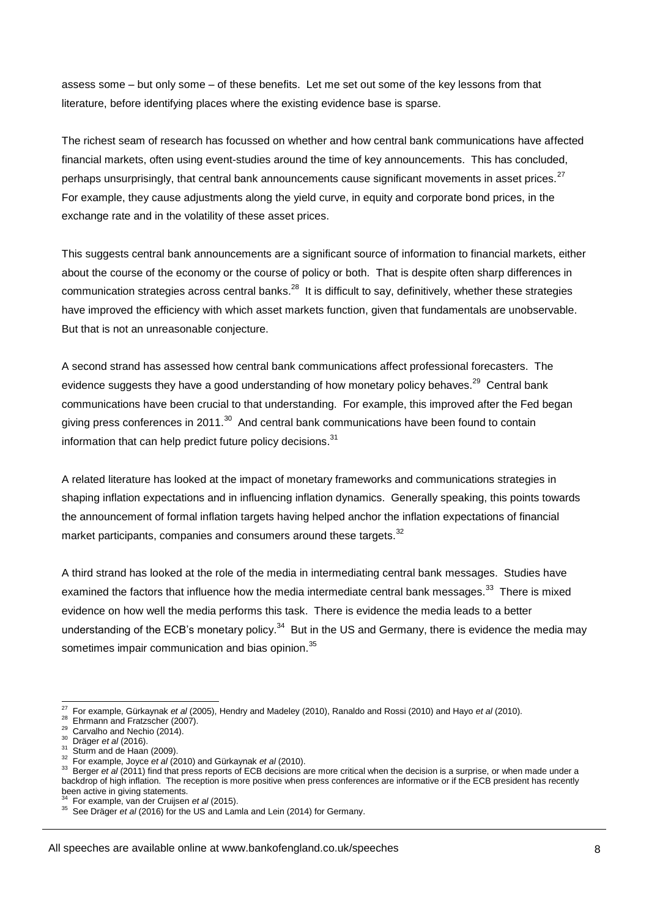assess some – but only some – of these benefits. Let me set out some of the key lessons from that literature, before identifying places where the existing evidence base is sparse.

The richest seam of research has focussed on whether and how central bank communications have affected financial markets, often using event-studies around the time of key announcements. This has concluded, perhaps unsurprisingly, that central bank announcements cause significant movements in asset prices.[27] For example, they cause adjustments along the yield curve, in equity and corporate bond prices, in the exchange rate and in the volatility of these asset prices.

This suggests central bank announcements are a significant source of information to financial markets, either about the course of the economy or the course of policy or both. That is despite often sharp differences in communication strategies across central banks.[28] It is difficult to say, definitively, whether these strategies have improved the efficiency with which asset markets function, given that fundamentals are unobservable. But that is not an unreasonable conjecture.

A second strand has assessed how central bank communications affect professional forecasters. The evidence suggests they have a good understanding of how monetary policy behaves.[29] Central bank communications have been crucial to that understanding. For example, this improved after the Fed began giving press conferences in 2011.[30] And central bank communications have been found to contain information that can help predict future policy decisions.[31]

A related literature has looked at the impact of monetary frameworks and communications strategies in shaping inflation expectations and in influencing inflation dynamics. Generally speaking, this points towards the announcement of formal inflation targets having helped anchor the inflation expectations of financial market participants, companies and consumers around these targets.[32]

A third strand has looked at the role of the media in intermediating central bank messages. Studies have examined the factors that influence how the media intermediate central bank messages.[33] There is mixed evidence on how well the media performs this task. There is evidence the media leads to a better understanding of the ECB's monetary policy.[34] But in the US and Germany, there is evidence the media may sometimes impair communication and bias opinion.[35]

---

[27] For example, Gürkaynak *et al* (2005), Hendry and Madeley (2010), Ranaldo and Rossi (2010) and Hayo *et al* (2010).

[28] Ehrmann and Fratzscher (2007).

[29] Carvalho and Nechio (2014).

[30] Dräger *et al* (2016).

[31] Sturm and de Haan (2009).

[32] For example, Joyce *et al* (2010) and Gürkaynak *et al* (2010).

[33] Berger *et al* (2011) find that press reports of ECB decisions are more critical when the decision is a surprise, or when made under a backdrop of high inflation. The reception is more positive when press conferences are informative or if the ECB president has recently been active in giving statements.

[34] For example, van der Cruijsen *et al* (2015).

[35] See Dräger *et al* (2016) for the US and Lamla and Lein (2014) for Germany.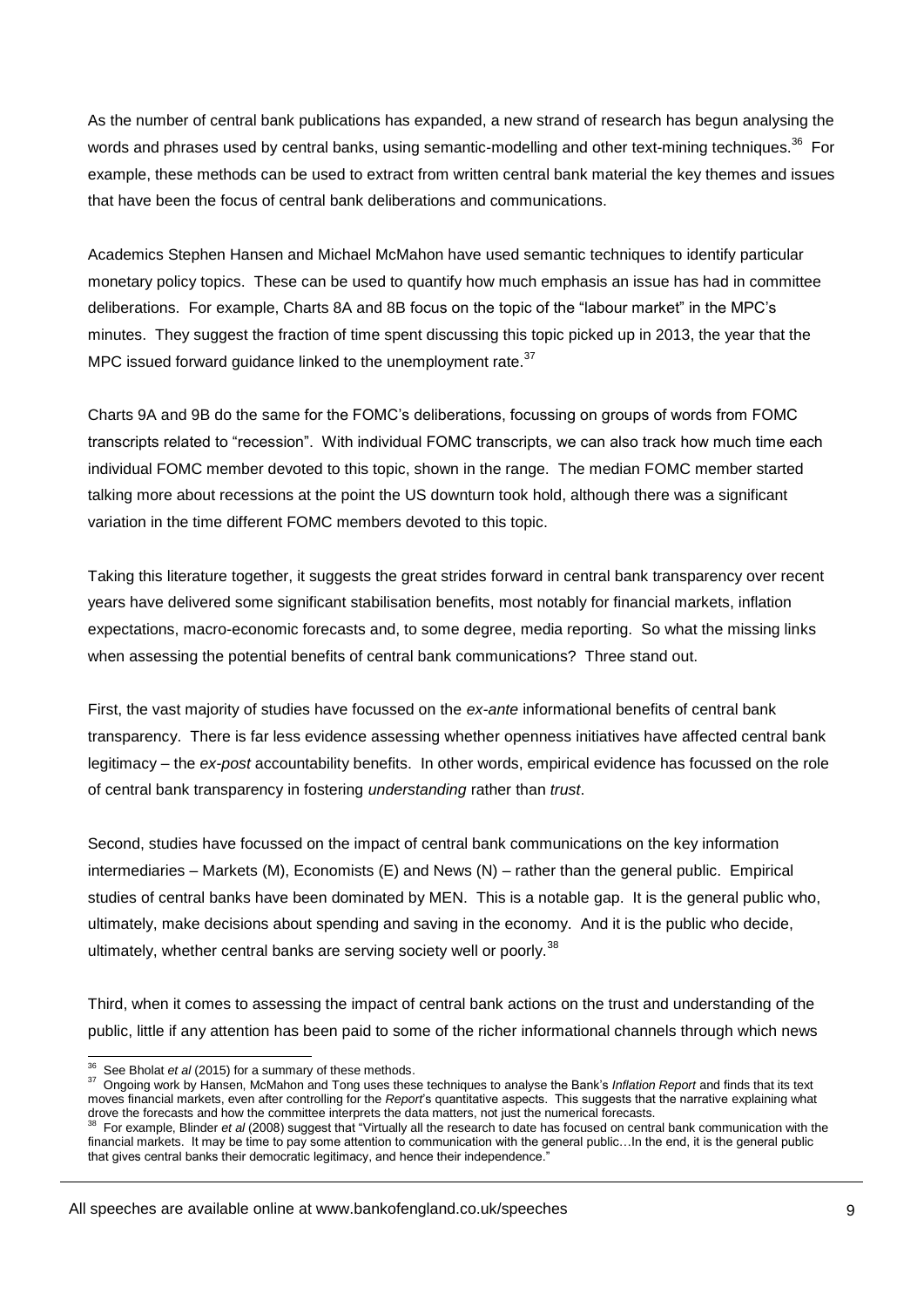As the number of central bank publications has expanded, a new strand of research has begun analysing the words and phrases used by central banks, using semantic-modelling and other text-mining techniques.[36] For example, these methods can be used to extract from written central bank material the key themes and issues that have been the focus of central bank deliberations and communications.

Academics Stephen Hansen and Michael McMahon have used semantic techniques to identify particular monetary policy topics. These can be used to quantify how much emphasis an issue has had in committee deliberations. For example, Charts 8A and 8B focus on the topic of the "labour market" in the MPC's minutes. They suggest the fraction of time spent discussing this topic picked up in 2013, the year that the MPC issued forward guidance linked to the unemployment rate.[37]

Charts 9A and 9B do the same for the FOMC's deliberations, focussing on groups of words from FOMC transcripts related to "recession". With individual FOMC transcripts, we can also track how much time each individual FOMC member devoted to this topic, shown in the range. The median FOMC member started talking more about recessions at the point the US downturn took hold, although there was a significant variation in the time different FOMC members devoted to this topic.

Taking this literature together, it suggests the great strides forward in central bank transparency over recent years have delivered some significant stabilisation benefits, most notably for financial markets, inflation expectations, macro-economic forecasts and, to some degree, media reporting. So what the missing links when assessing the potential benefits of central bank communications? Three stand out.

First, the vast majority of studies have focussed on the *ex-ante* informational benefits of central bank transparency. There is far less evidence assessing whether openness initiatives have affected central bank legitimacy – the *ex-post* accountability benefits. In other words, empirical evidence has focussed on the role of central bank transparency in fostering *understanding* rather than *trust*.

Second, studies have focussed on the impact of central bank communications on the key information intermediaries – Markets (M), Economists (E) and News (N) – rather than the general public. Empirical studies of central banks have been dominated by MEN. This is a notable gap. It is the general public who, ultimately, make decisions about spending and saving in the economy. And it is the public who decide, ultimately, whether central banks are serving society well or poorly.[38]

Third, when it comes to assessing the impact of central bank actions on the trust and understanding of the public, little if any attention has been paid to some of the richer informational channels through which news

---

[36] See Bholat *et al* (2015) for a summary of these methods.

[37] Ongoing work by Hansen, McMahon and Tong uses these techniques to analyse the Bank's *Inflation Report* and finds that its text moves financial markets, even after controlling for the *Report*'s quantitative aspects. This suggests that the narrative explaining what drove the forecasts and how the committee interprets the data matters, not just the numerical forecasts.

[38] For example, Blinder *et al* (2008) suggest that "Virtually all the research to date has focused on central bank communication with the financial markets. It may be time to pay some attention to communication with the general public…In the end, it is the general public that gives central banks their democratic legitimacy, and hence their independence."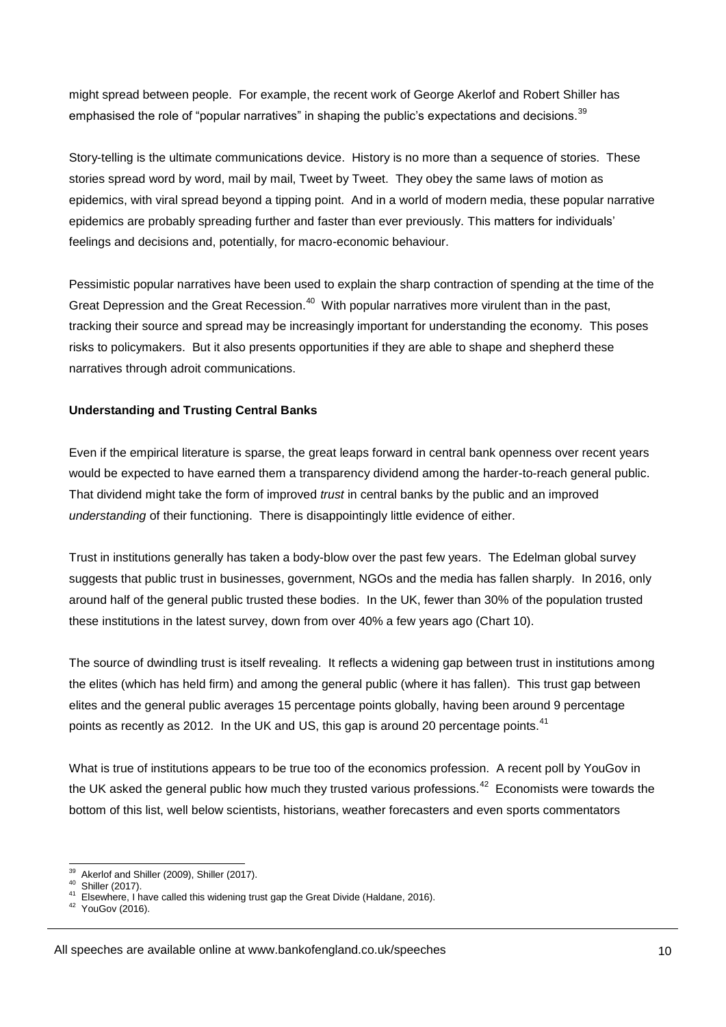might spread between people. For example, the recent work of George Akerlof and Robert Shiller has emphasised the role of "popular narratives" in shaping the public's expectations and decisions.[39]

Story-telling is the ultimate communications device. History is no more than a sequence of stories. These stories spread word by word, mail by mail, Tweet by Tweet. They obey the same laws of motion as epidemics, with viral spread beyond a tipping point. And in a world of modern media, these popular narrative epidemics are probably spreading further and faster than ever previously. This matters for individuals' feelings and decisions and, potentially, for macro-economic behaviour.

Pessimistic popular narratives have been used to explain the sharp contraction of spending at the time of the Great Depression and the Great Recession.[40] With popular narratives more virulent than in the past, tracking their source and spread may be increasingly important for understanding the economy. This poses risks to policymakers. But it also presents opportunities if they are able to shape and shepherd these narratives through adroit communications.

**Understanding and Trusting Central Banks**

Even if the empirical literature is sparse, the great leaps forward in central bank openness over recent years would be expected to have earned them a transparency dividend among the harder-to-reach general public. That dividend might take the form of improved *trust* in central banks by the public and an improved *understanding* of their functioning. There is disappointingly little evidence of either.

Trust in institutions generally has taken a body-blow over the past few years. The Edelman global survey suggests that public trust in businesses, government, NGOs and the media has fallen sharply. In 2016, only around half of the general public trusted these bodies. In the UK, fewer than 30% of the population trusted these institutions in the latest survey, down from over 40% a few years ago (Chart 10).

The source of dwindling trust is itself revealing. It reflects a widening gap between trust in institutions among the elites (which has held firm) and among the general public (where it has fallen). This trust gap between elites and the general public averages 15 percentage points globally, having been around 9 percentage points as recently as 2012. In the UK and US, this gap is around 20 percentage points.[41]

What is true of institutions appears to be true too of the economics profession. A recent poll by YouGov in the UK asked the general public how much they trusted various professions.[42] Economists were towards the bottom of this list, well below scientists, historians, weather forecasters and even sports commentators

---

[39] Akerlof and Shiller (2009), Shiller (2017).
[40] Shiller (2017).
[41] Elsewhere, I have called this widening trust gap the Great Divide (Haldane, 2016).
[42] YouGov (2016).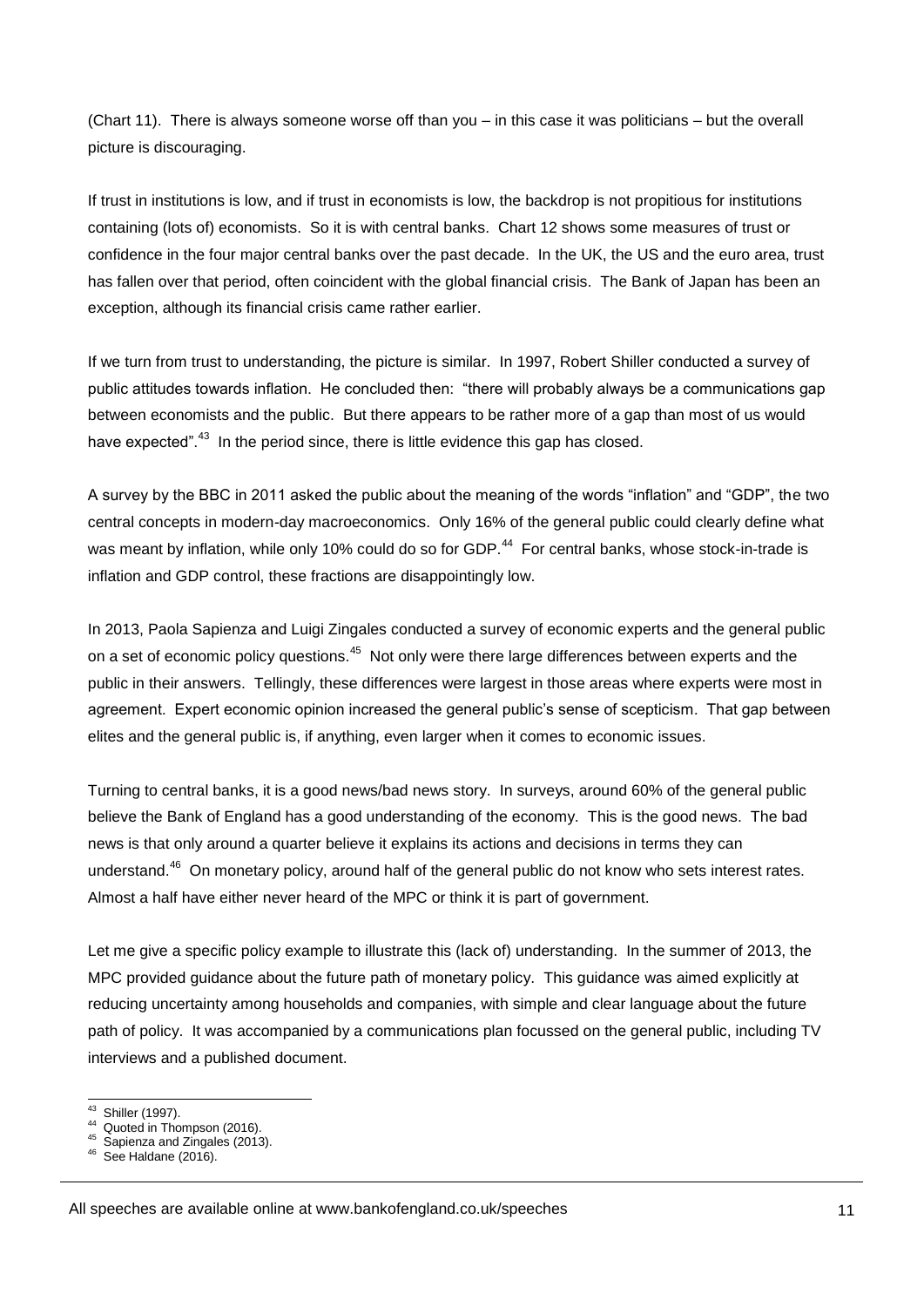(Chart 11). There is always someone worse off than you – in this case it was politicians – but the overall picture is discouraging.

If trust in institutions is low, and if trust in economists is low, the backdrop is not propitious for institutions containing (lots of) economists. So it is with central banks. Chart 12 shows some measures of trust or confidence in the four major central banks over the past decade. In the UK, the US and the euro area, trust has fallen over that period, often coincident with the global financial crisis. The Bank of Japan has been an exception, although its financial crisis came rather earlier.

If we turn from trust to understanding, the picture is similar. In 1997, Robert Shiller conducted a survey of public attitudes towards inflation. He concluded then: "there will probably always be a communications gap between economists and the public. But there appears to be rather more of a gap than most of us would have expected".[43] In the period since, there is little evidence this gap has closed.

A survey by the BBC in 2011 asked the public about the meaning of the words "inflation" and "GDP", the two central concepts in modern-day macroeconomics. Only 16% of the general public could clearly define what was meant by inflation, while only 10% could do so for GDP.[44] For central banks, whose stock-in-trade is inflation and GDP control, these fractions are disappointingly low.

In 2013, Paola Sapienza and Luigi Zingales conducted a survey of economic experts and the general public on a set of economic policy questions.[45] Not only were there large differences between experts and the public in their answers. Tellingly, these differences were largest in those areas where experts were most in agreement. Expert economic opinion increased the general public's sense of scepticism. That gap between elites and the general public is, if anything, even larger when it comes to economic issues.

Turning to central banks, it is a good news/bad news story. In surveys, around 60% of the general public believe the Bank of England has a good understanding of the economy. This is the good news. The bad news is that only around a quarter believe it explains its actions and decisions in terms they can understand.[46] On monetary policy, around half of the general public do not know who sets interest rates. Almost a half have either never heard of the MPC or think it is part of government.

Let me give a specific policy example to illustrate this (lack of) understanding. In the summer of 2013, the MPC provided guidance about the future path of monetary policy. This guidance was aimed explicitly at reducing uncertainty among households and companies, with simple and clear language about the future path of policy. It was accompanied by a communications plan focussed on the general public, including TV interviews and a published document.

---

[43] Shiller (1997).
[44] Quoted in Thompson (2016).
[45] Sapienza and Zingales (2013).
[46] See Haldane (2016).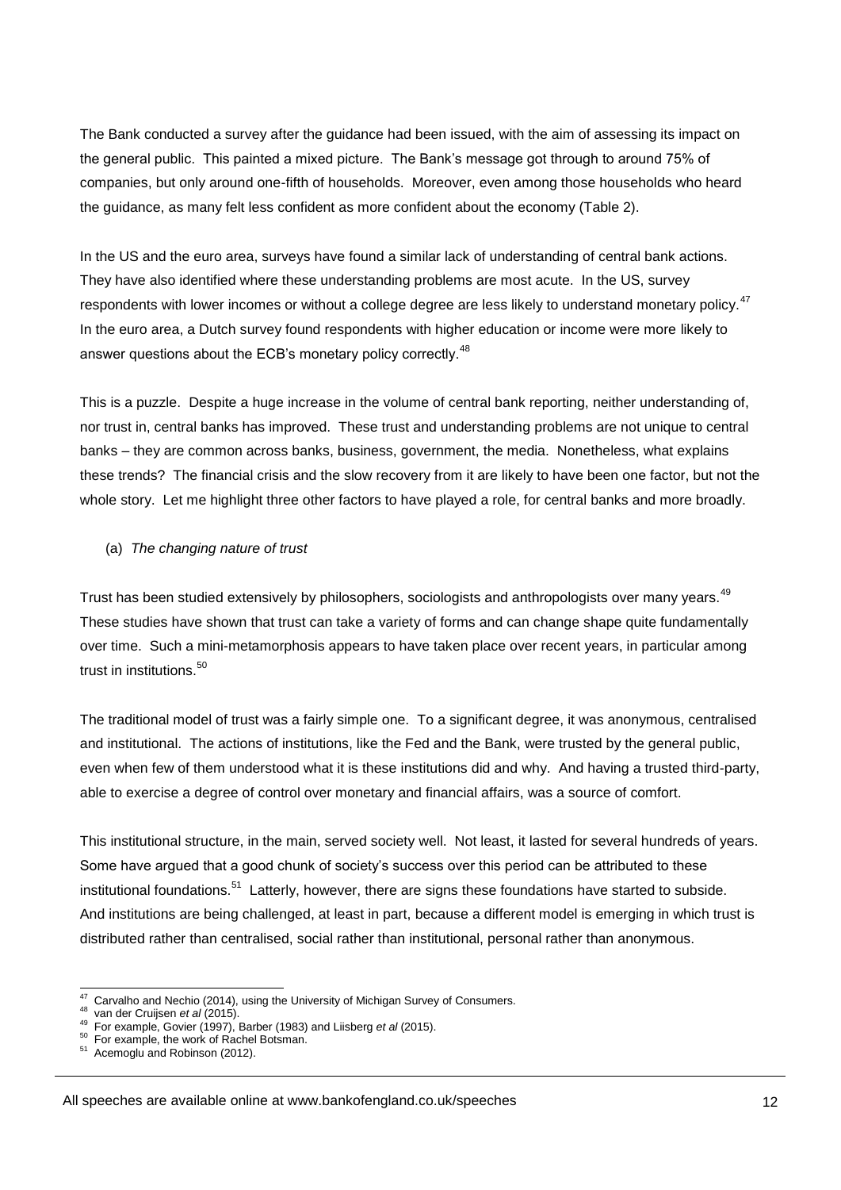The Bank conducted a survey after the guidance had been issued, with the aim of assessing its impact on the general public. This painted a mixed picture. The Bank's message got through to around 75% of companies, but only around one-fifth of households. Moreover, even among those households who heard the guidance, as many felt less confident as more confident about the economy (Table 2).

In the US and the euro area, surveys have found a similar lack of understanding of central bank actions. They have also identified where these understanding problems are most acute. In the US, survey respondents with lower incomes or without a college degree are less likely to understand monetary policy.[47] In the euro area, a Dutch survey found respondents with higher education or income were more likely to answer questions about the ECB's monetary policy correctly.[48]

This is a puzzle. Despite a huge increase in the volume of central bank reporting, neither understanding of, nor trust in, central banks has improved. These trust and understanding problems are not unique to central banks – they are common across banks, business, government, the media. Nonetheless, what explains these trends? The financial crisis and the slow recovery from it are likely to have been one factor, but not the whole story. Let me highlight three other factors to have played a role, for central banks and more broadly.

(a) *The changing nature of trust*

Trust has been studied extensively by philosophers, sociologists and anthropologists over many years.[49] These studies have shown that trust can take a variety of forms and can change shape quite fundamentally over time. Such a mini-metamorphosis appears to have taken place over recent years, in particular among trust in institutions.[50]

The traditional model of trust was a fairly simple one. To a significant degree, it was anonymous, centralised and institutional. The actions of institutions, like the Fed and the Bank, were trusted by the general public, even when few of them understood what it is these institutions did and why. And having a trusted third-party, able to exercise a degree of control over monetary and financial affairs, was a source of comfort.

This institutional structure, in the main, served society well. Not least, it lasted for several hundreds of years. Some have argued that a good chunk of society's success over this period can be attributed to these institutional foundations.[51] Latterly, however, there are signs these foundations have started to subside. And institutions are being challenged, at least in part, because a different model is emerging in which trust is distributed rather than centralised, social rather than institutional, personal rather than anonymous.

---

[47] Carvalho and Nechio (2014), using the University of Michigan Survey of Consumers.

[48] van der Cruijsen *et al* (2015).

[49] For example, Govier (1997), Barber (1983) and Liisberg *et al* (2015).

[50] For example, the work of Rachel Botsman.

[51] Acemoglu and Robinson (2012).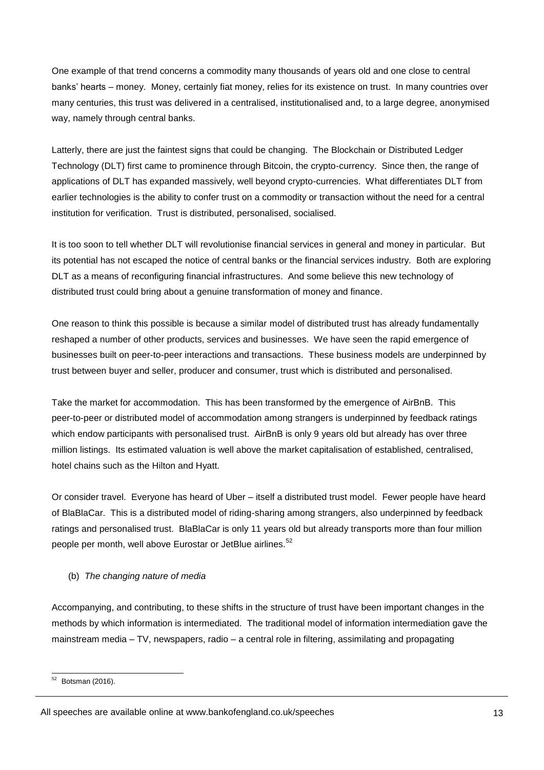One example of that trend concerns a commodity many thousands of years old and one close to central banks' hearts – money. Money, certainly fiat money, relies for its existence on trust. In many countries over many centuries, this trust was delivered in a centralised, institutionalised and, to a large degree, anonymised way, namely through central banks.

Latterly, there are just the faintest signs that could be changing. The Blockchain or Distributed Ledger Technology (DLT) first came to prominence through Bitcoin, the crypto-currency. Since then, the range of applications of DLT has expanded massively, well beyond crypto-currencies. What differentiates DLT from earlier technologies is the ability to confer trust on a commodity or transaction without the need for a central institution for verification. Trust is distributed, personalised, socialised.

It is too soon to tell whether DLT will revolutionise financial services in general and money in particular. But its potential has not escaped the notice of central banks or the financial services industry. Both are exploring DLT as a means of reconfiguring financial infrastructures. And some believe this new technology of distributed trust could bring about a genuine transformation of money and finance.

One reason to think this possible is because a similar model of distributed trust has already fundamentally reshaped a number of other products, services and businesses. We have seen the rapid emergence of businesses built on peer-to-peer interactions and transactions. These business models are underpinned by trust between buyer and seller, producer and consumer, trust which is distributed and personalised.

Take the market for accommodation. This has been transformed by the emergence of AirBnB. This peer-to-peer or distributed model of accommodation among strangers is underpinned by feedback ratings which endow participants with personalised trust. AirBnB is only 9 years old but already has over three million listings. Its estimated valuation is well above the market capitalisation of established, centralised, hotel chains such as the Hilton and Hyatt.

Or consider travel. Everyone has heard of Uber – itself a distributed trust model. Fewer people have heard of BlaBlaCar. This is a distributed model of riding-sharing among strangers, also underpinned by feedback ratings and personalised trust. BlaBlaCar is only 11 years old but already transports more than four million people per month, well above Eurostar or JetBlue airlines.[52]

(b) *The changing nature of media*

Accompanying, and contributing, to these shifts in the structure of trust have been important changes in the methods by which information is intermediated. The traditional model of information intermediation gave the mainstream media – TV, newspapers, radio – a central role in filtering, assimilating and propagating

[52] Botsman (2016).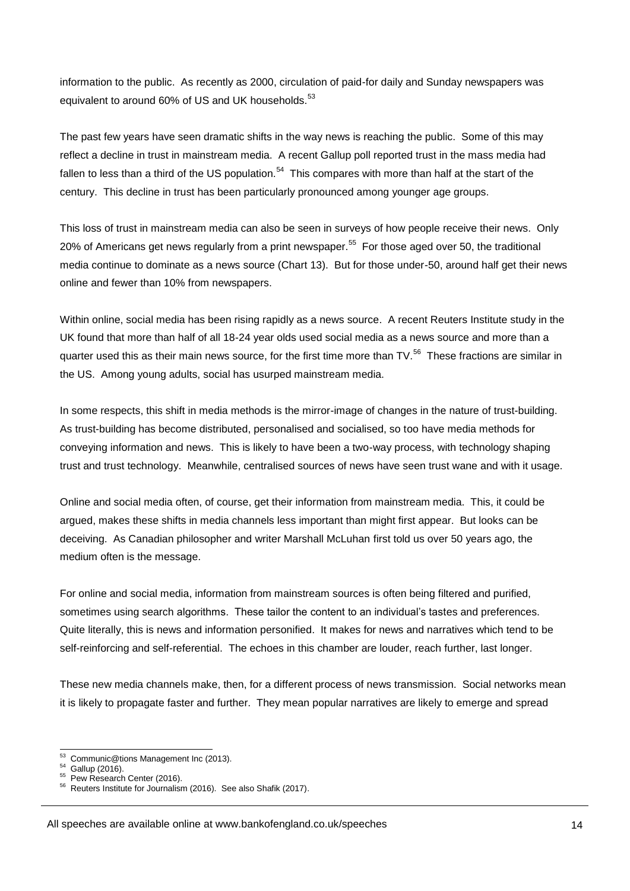information to the public. As recently as 2000, circulation of paid-for daily and Sunday newspapers was equivalent to around 60% of US and UK households.[53]

The past few years have seen dramatic shifts in the way news is reaching the public. Some of this may reflect a decline in trust in mainstream media. A recent Gallup poll reported trust in the mass media had fallen to less than a third of the US population.[54] This compares with more than half at the start of the century. This decline in trust has been particularly pronounced among younger age groups.

This loss of trust in mainstream media can also be seen in surveys of how people receive their news. Only 20% of Americans get news regularly from a print newspaper.[55] For those aged over 50, the traditional media continue to dominate as a news source (Chart 13). But for those under-50, around half get their news online and fewer than 10% from newspapers.

Within online, social media has been rising rapidly as a news source. A recent Reuters Institute study in the UK found that more than half of all 18-24 year olds used social media as a news source and more than a quarter used this as their main news source, for the first time more than TV.[56] These fractions are similar in the US. Among young adults, social has usurped mainstream media.

In some respects, this shift in media methods is the mirror-image of changes in the nature of trust-building. As trust-building has become distributed, personalised and socialised, so too have media methods for conveying information and news. This is likely to have been a two-way process, with technology shaping trust and trust technology. Meanwhile, centralised sources of news have seen trust wane and with it usage.

Online and social media often, of course, get their information from mainstream media. This, it could be argued, makes these shifts in media channels less important than might first appear. But looks can be deceiving. As Canadian philosopher and writer Marshall McLuhan first told us over 50 years ago, the medium often is the message.

For online and social media, information from mainstream sources is often being filtered and purified, sometimes using search algorithms. These tailor the content to an individual's tastes and preferences. Quite literally, this is news and information personified. It makes for news and narratives which tend to be self-reinforcing and self-referential. The echoes in this chamber are louder, reach further, last longer.

These new media channels make, then, for a different process of news transmission. Social networks mean it is likely to propagate faster and further. They mean popular narratives are likely to emerge and spread

[53] Communic@tions Management Inc (2013).
[54] Gallup (2016).
[55] Pew Research Center (2016).
[56] Reuters Institute for Journalism (2016). See also Shafik (2017).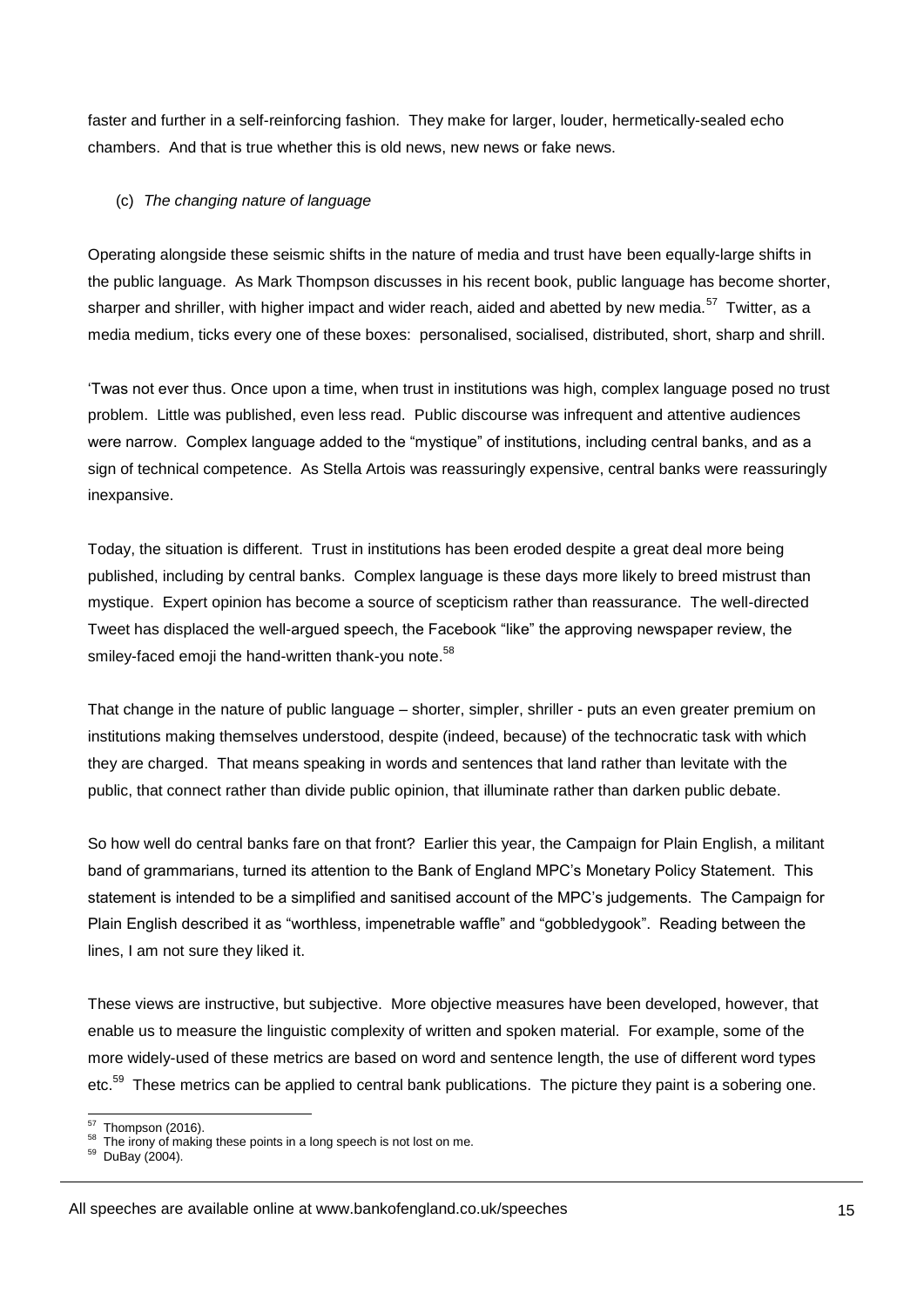faster and further in a self-reinforcing fashion. They make for larger, louder, hermetically-sealed echo chambers. And that is true whether this is old news, new news or fake news.

(c) *The changing nature of language*

Operating alongside these seismic shifts in the nature of media and trust have been equally-large shifts in the public language. As Mark Thompson discusses in his recent book, public language has become shorter, sharper and shriller, with higher impact and wider reach, aided and abetted by new media.[57] Twitter, as a media medium, ticks every one of these boxes: personalised, socialised, distributed, short, sharp and shrill.

'Twas not ever thus. Once upon a time, when trust in institutions was high, complex language posed no trust problem. Little was published, even less read. Public discourse was infrequent and attentive audiences were narrow. Complex language added to the "mystique" of institutions, including central banks, and as a sign of technical competence. As Stella Artois was reassuringly expensive, central banks were reassuringly inexpansive.

Today, the situation is different. Trust in institutions has been eroded despite a great deal more being published, including by central banks. Complex language is these days more likely to breed mistrust than mystique. Expert opinion has become a source of scepticism rather than reassurance. The well-directed Tweet has displaced the well-argued speech, the Facebook "like" the approving newspaper review, the smiley-faced emoji the hand-written thank-you note.[58]

That change in the nature of public language – shorter, simpler, shriller - puts an even greater premium on institutions making themselves understood, despite (indeed, because) of the technocratic task with which they are charged. That means speaking in words and sentences that land rather than levitate with the public, that connect rather than divide public opinion, that illuminate rather than darken public debate.

So how well do central banks fare on that front? Earlier this year, the Campaign for Plain English, a militant band of grammarians, turned its attention to the Bank of England MPC's Monetary Policy Statement. This statement is intended to be a simplified and sanitised account of the MPC's judgements. The Campaign for Plain English described it as "worthless, impenetrable waffle" and "gobbledygook". Reading between the lines, I am not sure they liked it.

These views are instructive, but subjective. More objective measures have been developed, however, that enable us to measure the linguistic complexity of written and spoken material. For example, some of the more widely-used of these metrics are based on word and sentence length, the use of different word types etc.[59] These metrics can be applied to central bank publications. The picture they paint is a sobering one.

---

[57] Thompson (2016).
[58] The irony of making these points in a long speech is not lost on me.
[59] DuBay (2004).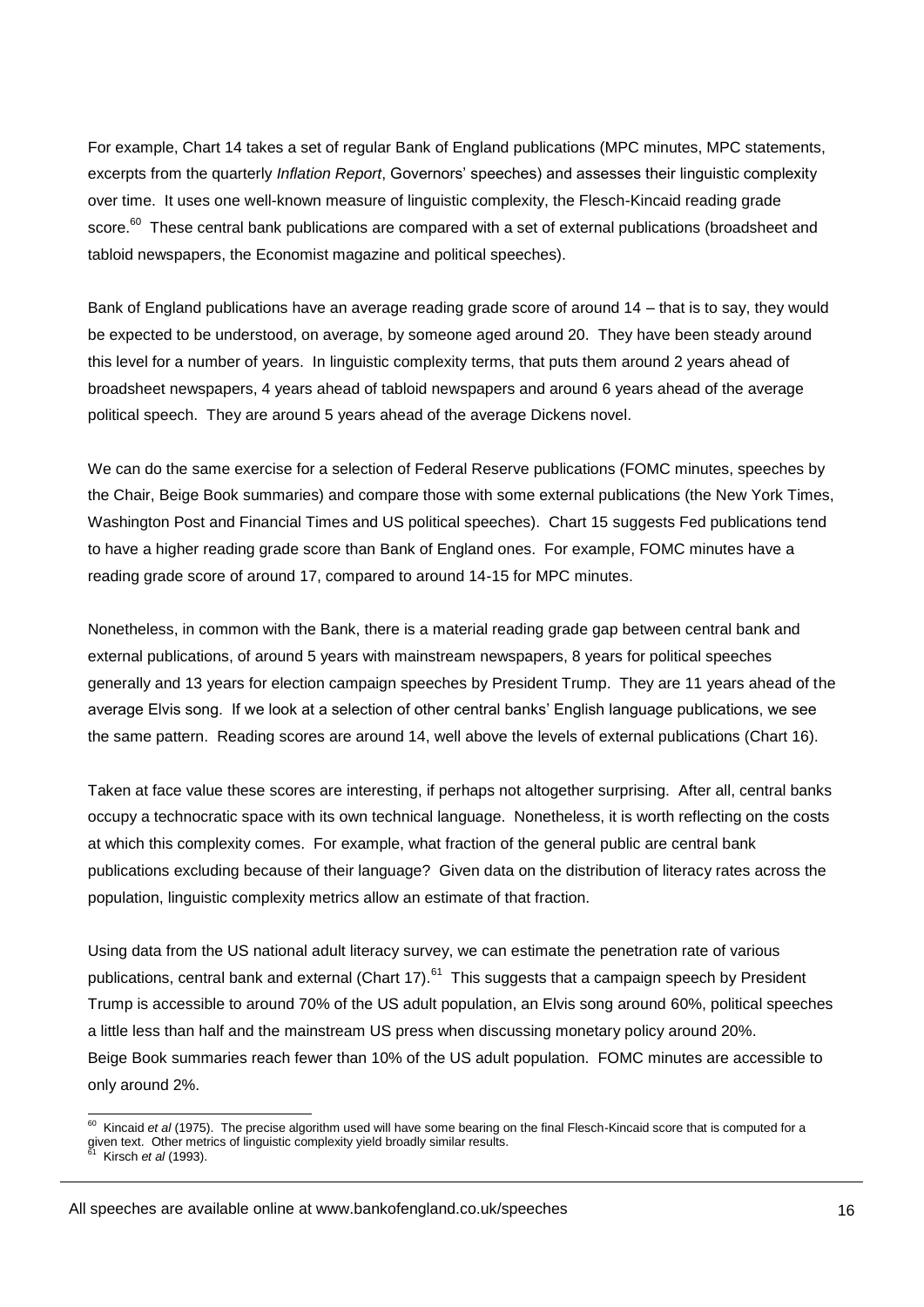For example, Chart 14 takes a set of regular Bank of England publications (MPC minutes, MPC statements, excerpts from the quarterly *Inflation Report*, Governors' speeches) and assesses their linguistic complexity over time. It uses one well-known measure of linguistic complexity, the Flesch-Kincaid reading grade score.[60] These central bank publications are compared with a set of external publications (broadsheet and tabloid newspapers, the Economist magazine and political speeches).

Bank of England publications have an average reading grade score of around 14 – that is to say, they would be expected to be understood, on average, by someone aged around 20. They have been steady around this level for a number of years. In linguistic complexity terms, that puts them around 2 years ahead of broadsheet newspapers, 4 years ahead of tabloid newspapers and around 6 years ahead of the average political speech. They are around 5 years ahead of the average Dickens novel.

We can do the same exercise for a selection of Federal Reserve publications (FOMC minutes, speeches by the Chair, Beige Book summaries) and compare those with some external publications (the New York Times, Washington Post and Financial Times and US political speeches). Chart 15 suggests Fed publications tend to have a higher reading grade score than Bank of England ones. For example, FOMC minutes have a reading grade score of around 17, compared to around 14-15 for MPC minutes.

Nonetheless, in common with the Bank, there is a material reading grade gap between central bank and external publications, of around 5 years with mainstream newspapers, 8 years for political speeches generally and 13 years for election campaign speeches by President Trump. They are 11 years ahead of the average Elvis song. If we look at a selection of other central banks' English language publications, we see the same pattern. Reading scores are around 14, well above the levels of external publications (Chart 16).

Taken at face value these scores are interesting, if perhaps not altogether surprising. After all, central banks occupy a technocratic space with its own technical language. Nonetheless, it is worth reflecting on the costs at which this complexity comes. For example, what fraction of the general public are central bank publications excluding because of their language? Given data on the distribution of literacy rates across the population, linguistic complexity metrics allow an estimate of that fraction.

Using data from the US national adult literacy survey, we can estimate the penetration rate of various publications, central bank and external (Chart 17).[61] This suggests that a campaign speech by President Trump is accessible to around 70% of the US adult population, an Elvis song around 60%, political speeches a little less than half and the mainstream US press when discussing monetary policy around 20%. Beige Book summaries reach fewer than 10% of the US adult population. FOMC minutes are accessible to only around 2%.

---

[60] Kincaid *et al* (1975). The precise algorithm used will have some bearing on the final Flesch-Kincaid score that is computed for a given text. Other metrics of linguistic complexity yield broadly similar results.

[61] Kirsch *et al* (1993).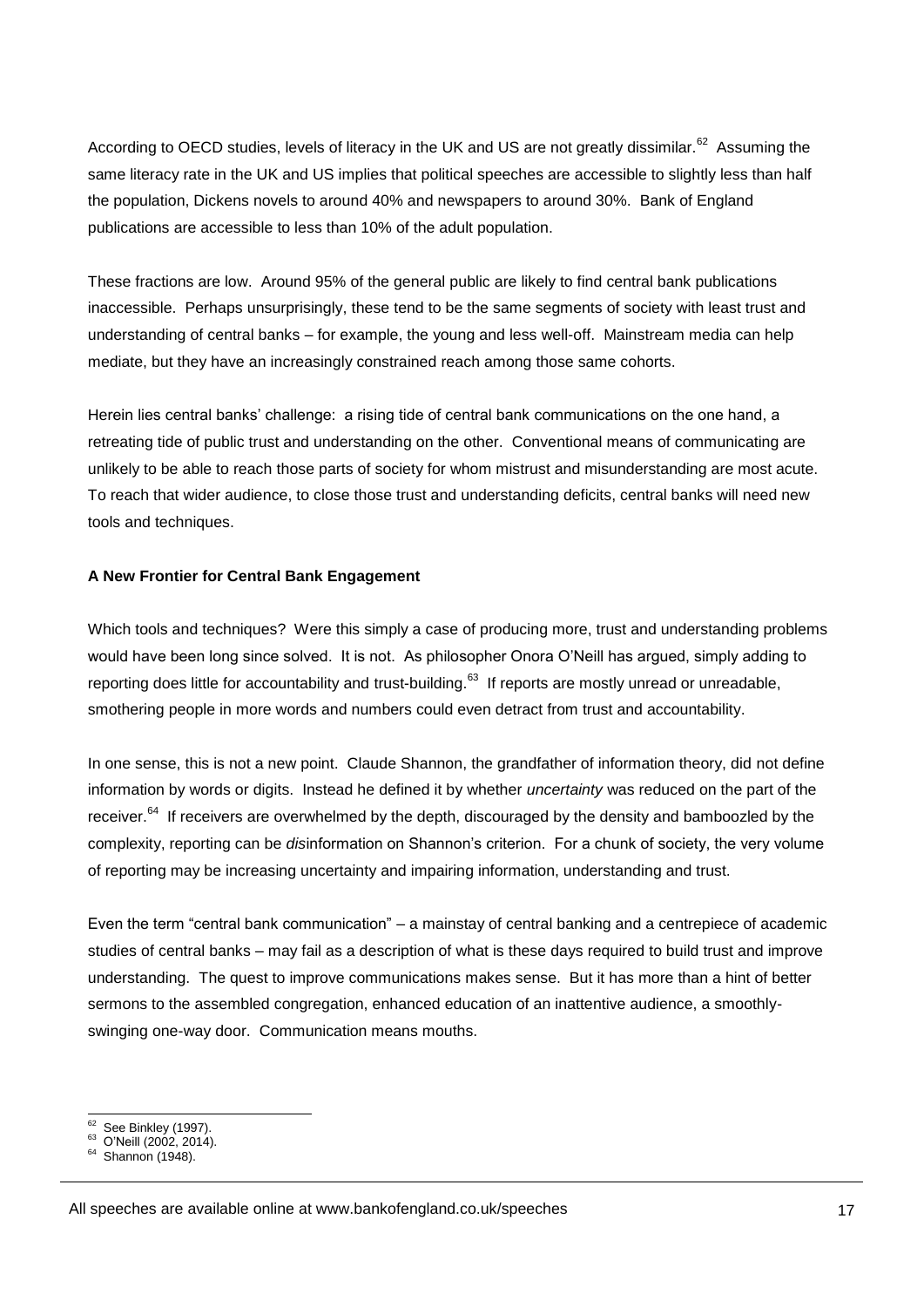According to OECD studies, levels of literacy in the UK and US are not greatly dissimilar.[62] Assuming the same literacy rate in the UK and US implies that political speeches are accessible to slightly less than half the population, Dickens novels to around 40% and newspapers to around 30%. Bank of England publications are accessible to less than 10% of the adult population.

These fractions are low. Around 95% of the general public are likely to find central bank publications inaccessible. Perhaps unsurprisingly, these tend to be the same segments of society with least trust and understanding of central banks – for example, the young and less well-off. Mainstream media can help mediate, but they have an increasingly constrained reach among those same cohorts.

Herein lies central banks' challenge: a rising tide of central bank communications on the one hand, a retreating tide of public trust and understanding on the other. Conventional means of communicating are unlikely to be able to reach those parts of society for whom mistrust and misunderstanding are most acute. To reach that wider audience, to close those trust and understanding deficits, central banks will need new tools and techniques.

**A New Frontier for Central Bank Engagement**

Which tools and techniques? Were this simply a case of producing more, trust and understanding problems would have been long since solved. It is not. As philosopher Onora O'Neill has argued, simply adding to reporting does little for accountability and trust-building.[63] If reports are mostly unread or unreadable, smothering people in more words and numbers could even detract from trust and accountability.

In one sense, this is not a new point. Claude Shannon, the grandfather of information theory, did not define information by words or digits. Instead he defined it by whether *uncertainty* was reduced on the part of the receiver.[64] If receivers are overwhelmed by the depth, discouraged by the density and bamboozled by the complexity, reporting can be *dis*information on Shannon's criterion. For a chunk of society, the very volume of reporting may be increasing uncertainty and impairing information, understanding and trust.

Even the term "central bank communication" – a mainstay of central banking and a centrepiece of academic studies of central banks – may fail as a description of what is these days required to build trust and improve understanding. The quest to improve communications makes sense. But it has more than a hint of better sermons to the assembled congregation, enhanced education of an inattentive audience, a smoothly-swinging one-way door. Communication means mouths.

[62] See Binkley (1997).
[63] O'Neill (2002, 2014).
[64] Shannon (1948).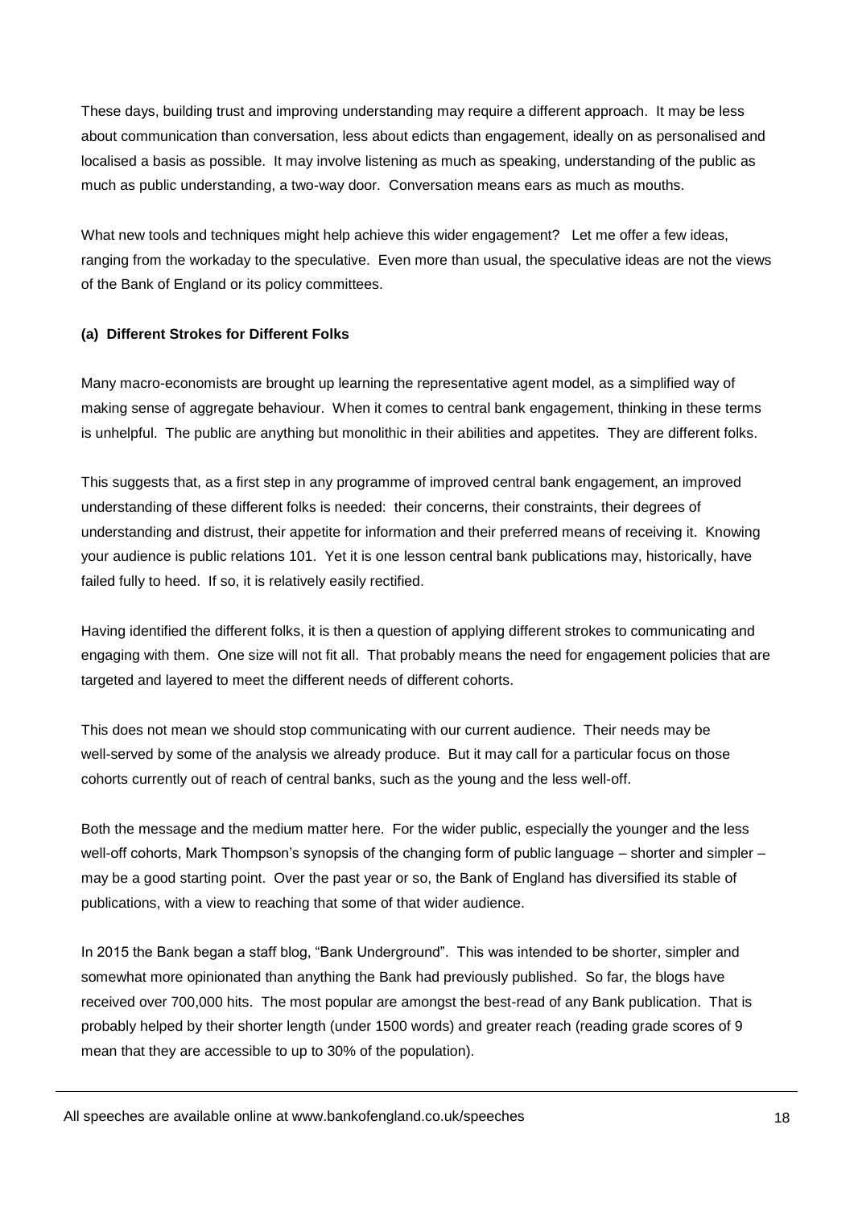These days, building trust and improving understanding may require a different approach. It may be less about communication than conversation, less about edicts than engagement, ideally on as personalised and localised a basis as possible. It may involve listening as much as speaking, understanding of the public as much as public understanding, a two-way door. Conversation means ears as much as mouths.

What new tools and techniques might help achieve this wider engagement? Let me offer a few ideas, ranging from the workaday to the speculative. Even more than usual, the speculative ideas are not the views of the Bank of England or its policy committees.

**(a) Different Strokes for Different Folks**

Many macro-economists are brought up learning the representative agent model, as a simplified way of making sense of aggregate behaviour. When it comes to central bank engagement, thinking in these terms is unhelpful. The public are anything but monolithic in their abilities and appetites. They are different folks.

This suggests that, as a first step in any programme of improved central bank engagement, an improved understanding of these different folks is needed: their concerns, their constraints, their degrees of understanding and distrust, their appetite for information and their preferred means of receiving it. Knowing your audience is public relations 101. Yet it is one lesson central bank publications may, historically, have failed fully to heed. If so, it is relatively easily rectified.

Having identified the different folks, it is then a question of applying different strokes to communicating and engaging with them. One size will not fit all. That probably means the need for engagement policies that are targeted and layered to meet the different needs of different cohorts.

This does not mean we should stop communicating with our current audience. Their needs may be well-served by some of the analysis we already produce. But it may call for a particular focus on those cohorts currently out of reach of central banks, such as the young and the less well-off.

Both the message and the medium matter here. For the wider public, especially the younger and the less well-off cohorts, Mark Thompson's synopsis of the changing form of public language – shorter and simpler – may be a good starting point. Over the past year or so, the Bank of England has diversified its stable of publications, with a view to reaching that some of that wider audience.

In 2015 the Bank began a staff blog, "Bank Underground". This was intended to be shorter, simpler and somewhat more opinionated than anything the Bank had previously published. So far, the blogs have received over 700,000 hits. The most popular are amongst the best-read of any Bank publication. That is probably helped by their shorter length (under 1500 words) and greater reach (reading grade scores of 9 mean that they are accessible to up to 30% of the population).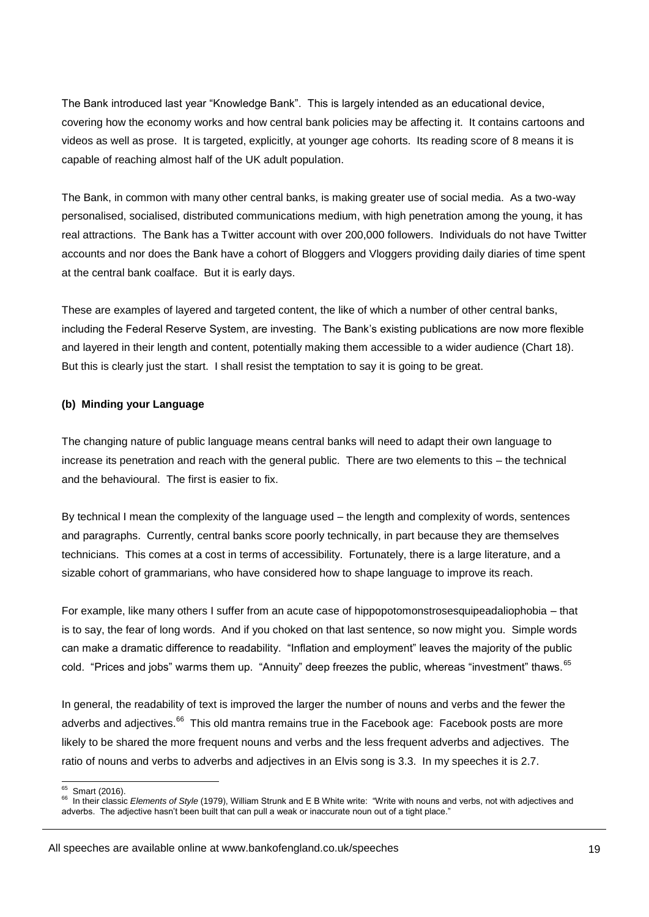The Bank introduced last year "Knowledge Bank". This is largely intended as an educational device, covering how the economy works and how central bank policies may be affecting it. It contains cartoons and videos as well as prose. It is targeted, explicitly, at younger age cohorts. Its reading score of 8 means it is capable of reaching almost half of the UK adult population.

The Bank, in common with many other central banks, is making greater use of social media. As a two-way personalised, socialised, distributed communications medium, with high penetration among the young, it has real attractions. The Bank has a Twitter account with over 200,000 followers. Individuals do not have Twitter accounts and nor does the Bank have a cohort of Bloggers and Vloggers providing daily diaries of time spent at the central bank coalface. But it is early days.

These are examples of layered and targeted content, the like of which a number of other central banks, including the Federal Reserve System, are investing. The Bank's existing publications are now more flexible and layered in their length and content, potentially making them accessible to a wider audience (Chart 18). But this is clearly just the start. I shall resist the temptation to say it is going to be great.

**(b) Minding your Language**

The changing nature of public language means central banks will need to adapt their own language to increase its penetration and reach with the general public. There are two elements to this – the technical and the behavioural. The first is easier to fix.

By technical I mean the complexity of the language used – the length and complexity of words, sentences and paragraphs. Currently, central banks score poorly technically, in part because they are themselves technicians. This comes at a cost in terms of accessibility. Fortunately, there is a large literature, and a sizable cohort of grammarians, who have considered how to shape language to improve its reach.

For example, like many others I suffer from an acute case of hippopotomonstrosesquipeadaliophobia – that is to say, the fear of long words. And if you choked on that last sentence, so now might you. Simple words can make a dramatic difference to readability. "Inflation and employment" leaves the majority of the public cold. "Prices and jobs" warms them up. "Annuity" deep freezes the public, whereas "investment" thaws.[65]

In general, the readability of text is improved the larger the number of nouns and verbs and the fewer the adverbs and adjectives.[66] This old mantra remains true in the Facebook age: Facebook posts are more likely to be shared the more frequent nouns and verbs and the less frequent adverbs and adjectives. The ratio of nouns and verbs to adverbs and adjectives in an Elvis song is 3.3. In my speeches it is 2.7.

---

[65] Smart (2016).

[66] In their classic *Elements of Style* (1979), William Strunk and E B White write: "Write with nouns and verbs, not with adjectives and adverbs. The adjective hasn't been built that can pull a weak or inaccurate noun out of a tight place."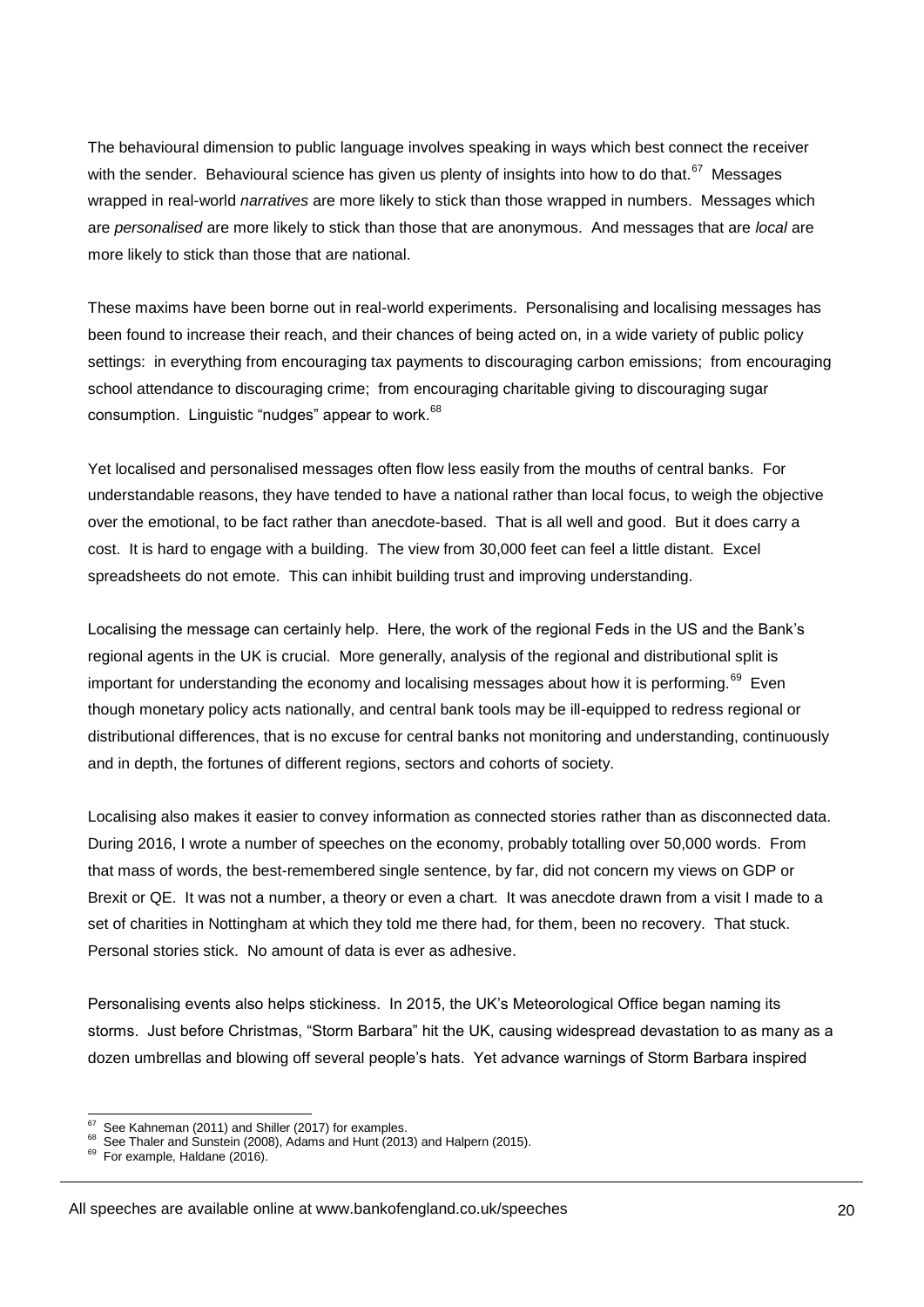The behavioural dimension to public language involves speaking in ways which best connect the receiver with the sender. Behavioural science has given us plenty of insights into how to do that.[67] Messages wrapped in real-world *narratives* are more likely to stick than those wrapped in numbers. Messages which are *personalised* are more likely to stick than those that are anonymous. And messages that are *local* are more likely to stick than those that are national.

These maxims have been borne out in real-world experiments. Personalising and localising messages has been found to increase their reach, and their chances of being acted on, in a wide variety of public policy settings: in everything from encouraging tax payments to discouraging carbon emissions; from encouraging school attendance to discouraging crime; from encouraging charitable giving to discouraging sugar consumption. Linguistic "nudges" appear to work.[68]

Yet localised and personalised messages often flow less easily from the mouths of central banks. For understandable reasons, they have tended to have a national rather than local focus, to weigh the objective over the emotional, to be fact rather than anecdote-based. That is all well and good. But it does carry a cost. It is hard to engage with a building. The view from 30,000 feet can feel a little distant. Excel spreadsheets do not emote. This can inhibit building trust and improving understanding.

Localising the message can certainly help. Here, the work of the regional Feds in the US and the Bank's regional agents in the UK is crucial. More generally, analysis of the regional and distributional split is important for understanding the economy and localising messages about how it is performing.[69] Even though monetary policy acts nationally, and central bank tools may be ill-equipped to redress regional or distributional differences, that is no excuse for central banks not monitoring and understanding, continuously and in depth, the fortunes of different regions, sectors and cohorts of society.

Localising also makes it easier to convey information as connected stories rather than as disconnected data. During 2016, I wrote a number of speeches on the economy, probably totalling over 50,000 words. From that mass of words, the best-remembered single sentence, by far, did not concern my views on GDP or Brexit or QE. It was not a number, a theory or even a chart. It was anecdote drawn from a visit I made to a set of charities in Nottingham at which they told me there had, for them, been no recovery. That stuck. Personal stories stick. No amount of data is ever as adhesive.

Personalising events also helps stickiness. In 2015, the UK's Meteorological Office began naming its storms. Just before Christmas, "Storm Barbara" hit the UK, causing widespread devastation to as many as a dozen umbrellas and blowing off several people's hats. Yet advance warnings of Storm Barbara inspired

---

[67] See Kahneman (2011) and Shiller (2017) for examples.

[68] See Thaler and Sunstein (2008), Adams and Hunt (2013) and Halpern (2015).

[69] For example, Haldane (2016).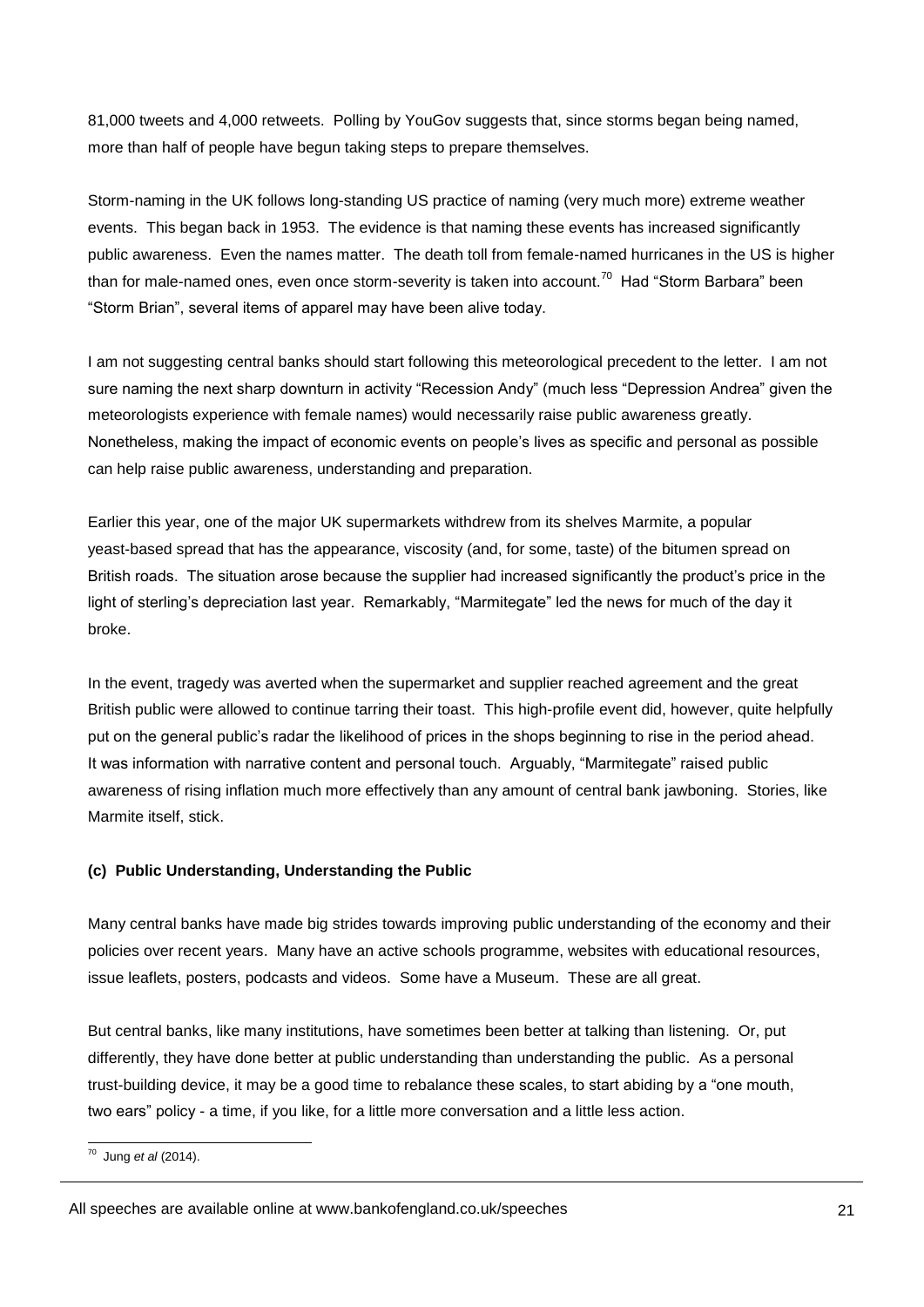81,000 tweets and 4,000 retweets. Polling by YouGov suggests that, since storms began being named, more than half of people have begun taking steps to prepare themselves.

Storm-naming in the UK follows long-standing US practice of naming (very much more) extreme weather events. This began back in 1953. The evidence is that naming these events has increased significantly public awareness. Even the names matter. The death toll from female-named hurricanes in the US is higher than for male-named ones, even once storm-severity is taken into account.[70] Had "Storm Barbara" been "Storm Brian", several items of apparel may have been alive today.

I am not suggesting central banks should start following this meteorological precedent to the letter. I am not sure naming the next sharp downturn in activity "Recession Andy" (much less "Depression Andrea" given the meteorologists experience with female names) would necessarily raise public awareness greatly. Nonetheless, making the impact of economic events on people's lives as specific and personal as possible can help raise public awareness, understanding and preparation.

Earlier this year, one of the major UK supermarkets withdrew from its shelves Marmite, a popular yeast-based spread that has the appearance, viscosity (and, for some, taste) of the bitumen spread on British roads. The situation arose because the supplier had increased significantly the product's price in the light of sterling's depreciation last year. Remarkably, "Marmitegate" led the news for much of the day it broke.

In the event, tragedy was averted when the supermarket and supplier reached agreement and the great British public were allowed to continue tarring their toast. This high-profile event did, however, quite helpfully put on the general public's radar the likelihood of prices in the shops beginning to rise in the period ahead. It was information with narrative content and personal touch. Arguably, "Marmitegate" raised public awareness of rising inflation much more effectively than any amount of central bank jawboning. Stories, like Marmite itself, stick.

### (c) Public Understanding, Understanding the Public

Many central banks have made big strides towards improving public understanding of the economy and their policies over recent years. Many have an active schools programme, websites with educational resources, issue leaflets, posters, podcasts and videos. Some have a Museum. These are all great.

But central banks, like many institutions, have sometimes been better at talking than listening. Or, put differently, they have done better at public understanding than understanding the public. As a personal trust-building device, it may be a good time to rebalance these scales, to start abiding by a "one mouth, two ears" policy - a time, if you like, for a little more conversation and a little less action.

---

[70] Jung *et al* (2014).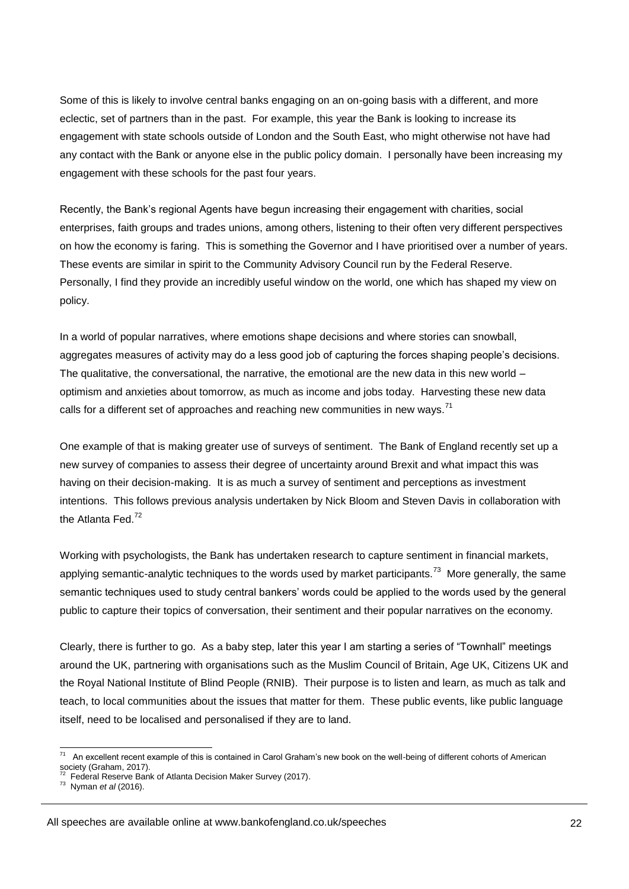Some of this is likely to involve central banks engaging on an on-going basis with a different, and more eclectic, set of partners than in the past. For example, this year the Bank is looking to increase its engagement with state schools outside of London and the South East, who might otherwise not have had any contact with the Bank or anyone else in the public policy domain. I personally have been increasing my engagement with these schools for the past four years.

Recently, the Bank's regional Agents have begun increasing their engagement with charities, social enterprises, faith groups and trades unions, among others, listening to their often very different perspectives on how the economy is faring. This is something the Governor and I have prioritised over a number of years. These events are similar in spirit to the Community Advisory Council run by the Federal Reserve. Personally, I find they provide an incredibly useful window on the world, one which has shaped my view on policy.

In a world of popular narratives, where emotions shape decisions and where stories can snowball, aggregates measures of activity may do a less good job of capturing the forces shaping people's decisions. The qualitative, the conversational, the narrative, the emotional are the new data in this new world – optimism and anxieties about tomorrow, as much as income and jobs today. Harvesting these new data calls for a different set of approaches and reaching new communities in new ways.[71]

One example of that is making greater use of surveys of sentiment. The Bank of England recently set up a new survey of companies to assess their degree of uncertainty around Brexit and what impact this was having on their decision-making. It is as much a survey of sentiment and perceptions as investment intentions. This follows previous analysis undertaken by Nick Bloom and Steven Davis in collaboration with the Atlanta Fed.[72]

Working with psychologists, the Bank has undertaken research to capture sentiment in financial markets, applying semantic-analytic techniques to the words used by market participants.[73] More generally, the same semantic techniques used to study central bankers' words could be applied to the words used by the general public to capture their topics of conversation, their sentiment and their popular narratives on the economy.

Clearly, there is further to go. As a baby step, later this year I am starting a series of "Townhall" meetings around the UK, partnering with organisations such as the Muslim Council of Britain, Age UK, Citizens UK and the Royal National Institute of Blind People (RNIB). Their purpose is to listen and learn, as much as talk and teach, to local communities about the issues that matter for them. These public events, like public language itself, need to be localised and personalised if they are to land.

---

[71] An excellent recent example of this is contained in Carol Graham's new book on the well-being of different cohorts of American society (Graham, 2017).

[72] Federal Reserve Bank of Atlanta Decision Maker Survey (2017).

[73] Nyman *et al* (2016).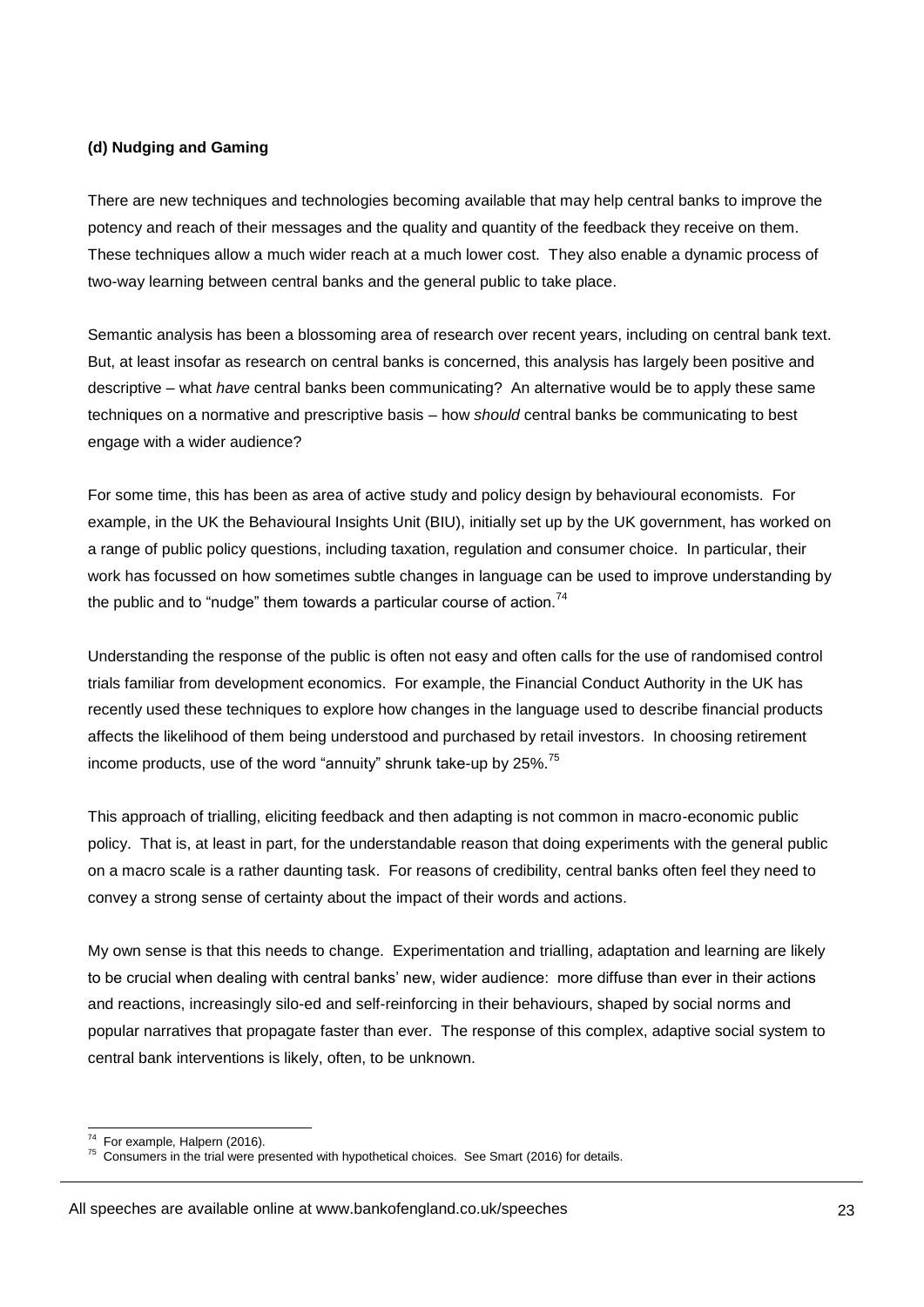**(d) Nudging and Gaming**

There are new techniques and technologies becoming available that may help central banks to improve the potency and reach of their messages and the quality and quantity of the feedback they receive on them. These techniques allow a much wider reach at a much lower cost. They also enable a dynamic process of two-way learning between central banks and the general public to take place.

Semantic analysis has been a blossoming area of research over recent years, including on central bank text. But, at least insofar as research on central banks is concerned, this analysis has largely been positive and descriptive – what *have* central banks been communicating? An alternative would be to apply these same techniques on a normative and prescriptive basis – how *should* central banks be communicating to best engage with a wider audience?

For some time, this has been as area of active study and policy design by behavioural economists. For example, in the UK the Behavioural Insights Unit (BIU), initially set up by the UK government, has worked on a range of public policy questions, including taxation, regulation and consumer choice. In particular, their work has focussed on how sometimes subtle changes in language can be used to improve understanding by the public and to "nudge" them towards a particular course of action.[74]

Understanding the response of the public is often not easy and often calls for the use of randomised control trials familiar from development economics. For example, the Financial Conduct Authority in the UK has recently used these techniques to explore how changes in the language used to describe financial products affects the likelihood of them being understood and purchased by retail investors. In choosing retirement income products, use of the word "annuity" shrunk take-up by 25%.[75]

This approach of trialling, eliciting feedback and then adapting is not common in macro-economic public policy. That is, at least in part, for the understandable reason that doing experiments with the general public on a macro scale is a rather daunting task. For reasons of credibility, central banks often feel they need to convey a strong sense of certainty about the impact of their words and actions.

My own sense is that this needs to change. Experimentation and trialling, adaptation and learning are likely to be crucial when dealing with central banks' new, wider audience: more diffuse than ever in their actions and reactions, increasingly silo-ed and self-reinforcing in their behaviours, shaped by social norms and popular narratives that propagate faster than ever. The response of this complex, adaptive social system to central bank interventions is likely, often, to be unknown.

---

[74] For example, Halpern (2016).

[75] Consumers in the trial were presented with hypothetical choices. See Smart (2016) for details.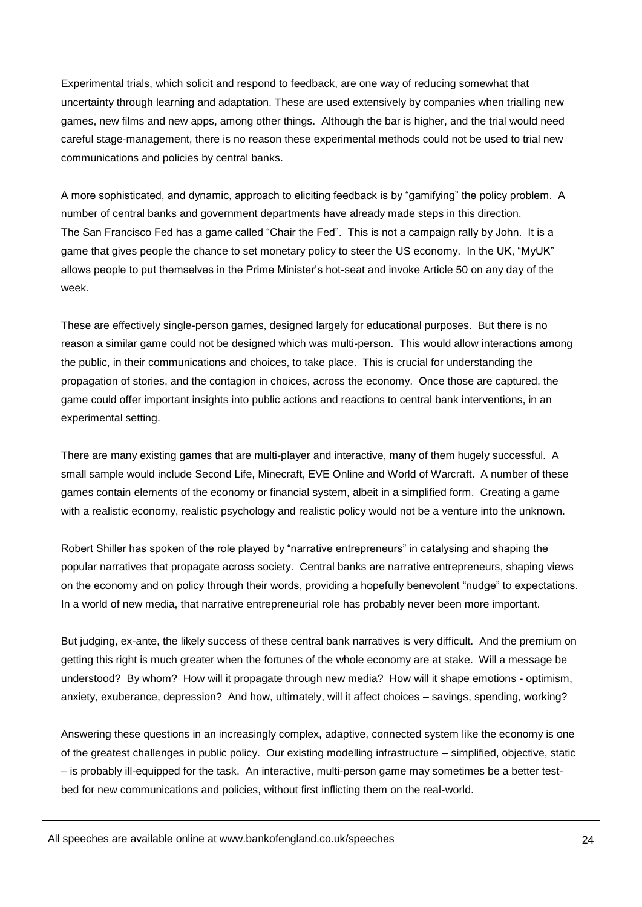Experimental trials, which solicit and respond to feedback, are one way of reducing somewhat that uncertainty through learning and adaptation. These are used extensively by companies when trialling new games, new films and new apps, among other things. Although the bar is higher, and the trial would need careful stage-management, there is no reason these experimental methods could not be used to trial new communications and policies by central banks.

A more sophisticated, and dynamic, approach to eliciting feedback is by "gamifying" the policy problem. A number of central banks and government departments have already made steps in this direction. The San Francisco Fed has a game called "Chair the Fed". This is not a campaign rally by John. It is a game that gives people the chance to set monetary policy to steer the US economy. In the UK, "MyUK" allows people to put themselves in the Prime Minister's hot-seat and invoke Article 50 on any day of the week.

These are effectively single-person games, designed largely for educational purposes. But there is no reason a similar game could not be designed which was multi-person. This would allow interactions among the public, in their communications and choices, to take place. This is crucial for understanding the propagation of stories, and the contagion in choices, across the economy. Once those are captured, the game could offer important insights into public actions and reactions to central bank interventions, in an experimental setting.

There are many existing games that are multi-player and interactive, many of them hugely successful. A small sample would include Second Life, Minecraft, EVE Online and World of Warcraft. A number of these games contain elements of the economy or financial system, albeit in a simplified form. Creating a game with a realistic economy, realistic psychology and realistic policy would not be a venture into the unknown.

Robert Shiller has spoken of the role played by "narrative entrepreneurs" in catalysing and shaping the popular narratives that propagate across society. Central banks are narrative entrepreneurs, shaping views on the economy and on policy through their words, providing a hopefully benevolent "nudge" to expectations. In a world of new media, that narrative entrepreneurial role has probably never been more important.

But judging, ex-ante, the likely success of these central bank narratives is very difficult. And the premium on getting this right is much greater when the fortunes of the whole economy are at stake. Will a message be understood? By whom? How will it propagate through new media? How will it shape emotions - optimism, anxiety, exuberance, depression? And how, ultimately, will it affect choices – savings, spending, working?

Answering these questions in an increasingly complex, adaptive, connected system like the economy is one of the greatest challenges in public policy. Our existing modelling infrastructure – simplified, objective, static – is probably ill-equipped for the task. An interactive, multi-person game may sometimes be a better test-bed for new communications and policies, without first inflicting them on the real-world.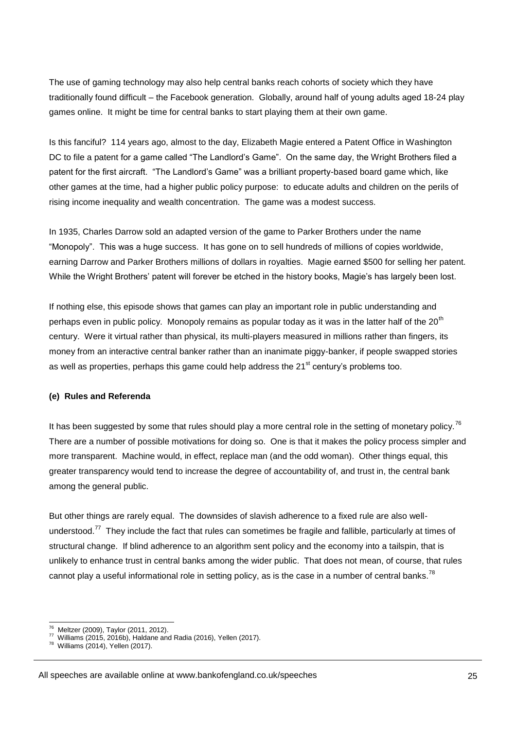The use of gaming technology may also help central banks reach cohorts of society which they have traditionally found difficult – the Facebook generation. Globally, around half of young adults aged 18-24 play games online. It might be time for central banks to start playing them at their own game.

Is this fanciful? 114 years ago, almost to the day, Elizabeth Magie entered a Patent Office in Washington DC to file a patent for a game called "The Landlord's Game". On the same day, the Wright Brothers filed a patent for the first aircraft. "The Landlord's Game" was a brilliant property-based board game which, like other games at the time, had a higher public policy purpose: to educate adults and children on the perils of rising income inequality and wealth concentration. The game was a modest success.

In 1935, Charles Darrow sold an adapted version of the game to Parker Brothers under the name "Monopoly". This was a huge success. It has gone on to sell hundreds of millions of copies worldwide, earning Darrow and Parker Brothers millions of dollars in royalties. Magie earned $500 for selling her patent. While the Wright Brothers' patent will forever be etched in the history books, Magie's has largely been lost.

If nothing else, this episode shows that games can play an important role in public understanding and perhaps even in public policy. Monopoly remains as popular today as it was in the latter half of the 20th century. Were it virtual rather than physical, its multi-players measured in millions rather than fingers, its money from an interactive central banker rather than an inanimate piggy-banker, if people swapped stories as well as properties, perhaps this game could help address the 21st century's problems too.

**(e) Rules and Referenda**

It has been suggested by some that rules should play a more central role in the setting of monetary policy.[76] There are a number of possible motivations for doing so. One is that it makes the policy process simpler and more transparent. Machine would, in effect, replace man (and the odd woman). Other things equal, this greater transparency would tend to increase the degree of accountability of, and trust in, the central bank among the general public.

But other things are rarely equal. The downsides of slavish adherence to a fixed rule are also well-understood.[77] They include the fact that rules can sometimes be fragile and fallible, particularly at times of structural change. If blind adherence to an algorithm sent policy and the economy into a tailspin, that is unlikely to enhance trust in central banks among the wider public. That does not mean, of course, that rules cannot play a useful informational role in setting policy, as is the case in a number of central banks.[78]

[76] Meltzer (2009), Taylor (2011, 2012).
[77] Williams (2015, 2016b), Haldane and Radia (2016), Yellen (2017).
[78] Williams (2014), Yellen (2017).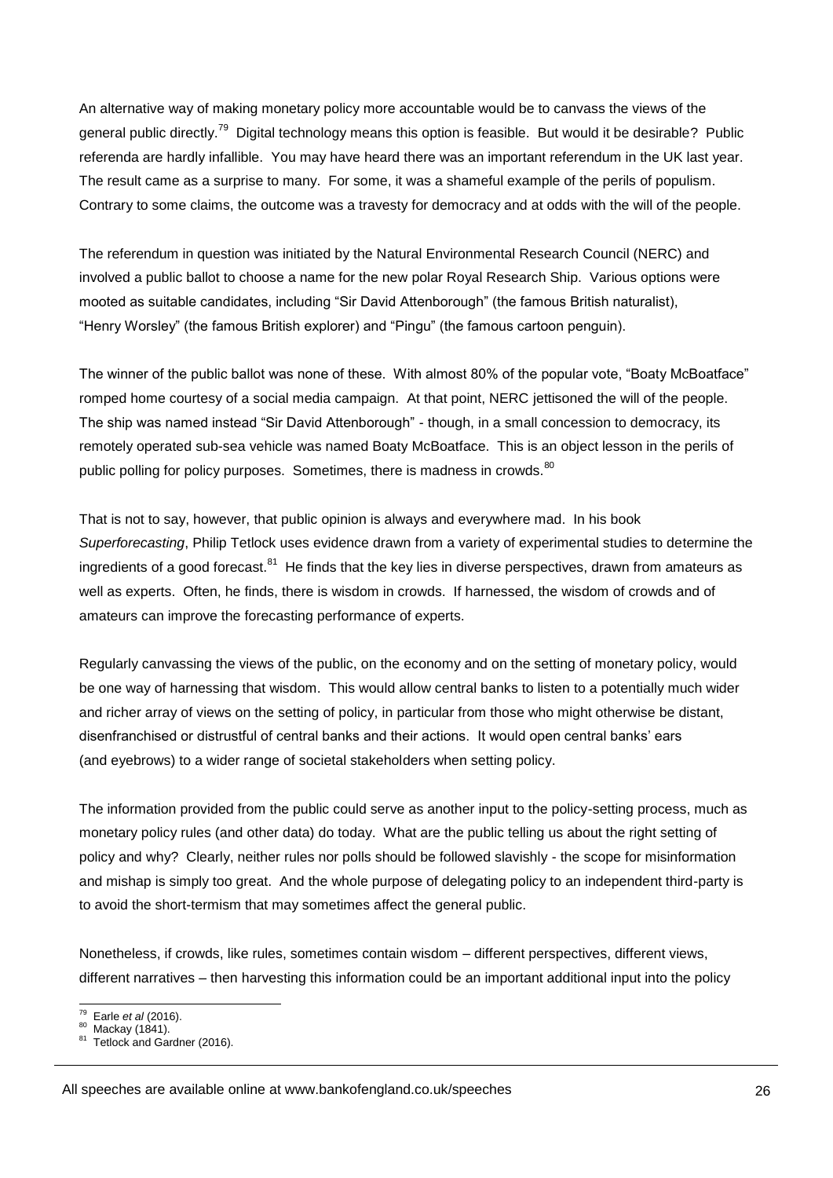An alternative way of making monetary policy more accountable would be to canvass the views of the general public directly.[79] Digital technology means this option is feasible. But would it be desirable? Public referenda are hardly infallible. You may have heard there was an important referendum in the UK last year. The result came as a surprise to many. For some, it was a shameful example of the perils of populism. Contrary to some claims, the outcome was a travesty for democracy and at odds with the will of the people.

The referendum in question was initiated by the Natural Environmental Research Council (NERC) and involved a public ballot to choose a name for the new polar Royal Research Ship. Various options were mooted as suitable candidates, including "Sir David Attenborough" (the famous British naturalist), "Henry Worsley" (the famous British explorer) and "Pingu" (the famous cartoon penguin).

The winner of the public ballot was none of these. With almost 80% of the popular vote, "Boaty McBoatface" romped home courtesy of a social media campaign. At that point, NERC jettisoned the will of the people. The ship was named instead "Sir David Attenborough" - though, in a small concession to democracy, its remotely operated sub-sea vehicle was named Boaty McBoatface. This is an object lesson in the perils of public polling for policy purposes. Sometimes, there is madness in crowds.[80]

That is not to say, however, that public opinion is always and everywhere mad. In his book *Superforecasting*, Philip Tetlock uses evidence drawn from a variety of experimental studies to determine the ingredients of a good forecast.[81] He finds that the key lies in diverse perspectives, drawn from amateurs as well as experts. Often, he finds, there is wisdom in crowds. If harnessed, the wisdom of crowds and of amateurs can improve the forecasting performance of experts.

Regularly canvassing the views of the public, on the economy and on the setting of monetary policy, would be one way of harnessing that wisdom. This would allow central banks to listen to a potentially much wider and richer array of views on the setting of policy, in particular from those who might otherwise be distant, disenfranchised or distrustful of central banks and their actions. It would open central banks' ears (and eyebrows) to a wider range of societal stakeholders when setting policy.

The information provided from the public could serve as another input to the policy-setting process, much as monetary policy rules (and other data) do today. What are the public telling us about the right setting of policy and why? Clearly, neither rules nor polls should be followed slavishly - the scope for misinformation and mishap is simply too great. And the whole purpose of delegating policy to an independent third-party is to avoid the short-termism that may sometimes affect the general public.

Nonetheless, if crowds, like rules, sometimes contain wisdom – different perspectives, different views, different narratives – then harvesting this information could be an important additional input into the policy

---

[79] Earle *et al* (2016).

[80] Mackay (1841).

[81] Tetlock and Gardner (2016).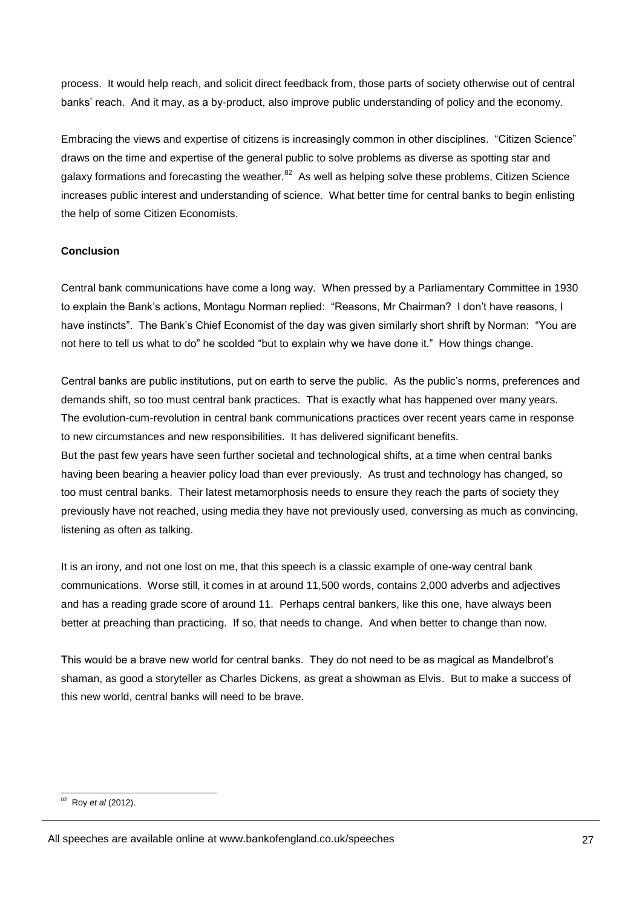process. It would help reach, and solicit direct feedback from, those parts of society otherwise out of central banks' reach. And it may, as a by-product, also improve public understanding of policy and the economy.

Embracing the views and expertise of citizens is increasingly common in other disciplines. "Citizen Science" draws on the time and expertise of the general public to solve problems as diverse as spotting star and galaxy formations and forecasting the weather.[82] As well as helping solve these problems, Citizen Science increases public interest and understanding of science. What better time for central banks to begin enlisting the help of some Citizen Economists.

**Conclusion**

Central bank communications have come a long way. When pressed by a Parliamentary Committee in 1930 to explain the Bank's actions, Montagu Norman replied: "Reasons, Mr Chairman? I don't have reasons, I have instincts". The Bank's Chief Economist of the day was given similarly short shrift by Norman: "You are not here to tell us what to do" he scolded "but to explain why we have done it." How things change.

Central banks are public institutions, put on earth to serve the public. As the public's norms, preferences and demands shift, so too must central bank practices. That is exactly what has happened over many years. The evolution-cum-revolution in central bank communications practices over recent years came in response to new circumstances and new responsibilities. It has delivered significant benefits.

But the past few years have seen further societal and technological shifts, at a time when central banks having been bearing a heavier policy load than ever previously. As trust and technology has changed, so too must central banks. Their latest metamorphosis needs to ensure they reach the parts of society they previously have not reached, using media they have not previously used, conversing as much as convincing, listening as often as talking.

It is an irony, and not one lost on me, that this speech is a classic example of one-way central bank communications. Worse still, it comes in at around 11,500 words, contains 2,000 adverbs and adjectives and has a reading grade score of around 11. Perhaps central bankers, like this one, have always been better at preaching than practicing. If so, that needs to change. And when better to change than now.

This would be a brave new world for central banks. They do not need to be as magical as Mandelbrot's shaman, as good a storyteller as Charles Dickens, as great a showman as Elvis. But to make a success of this new world, central banks will need to be brave.

---

[82] Roy *et al* (2012).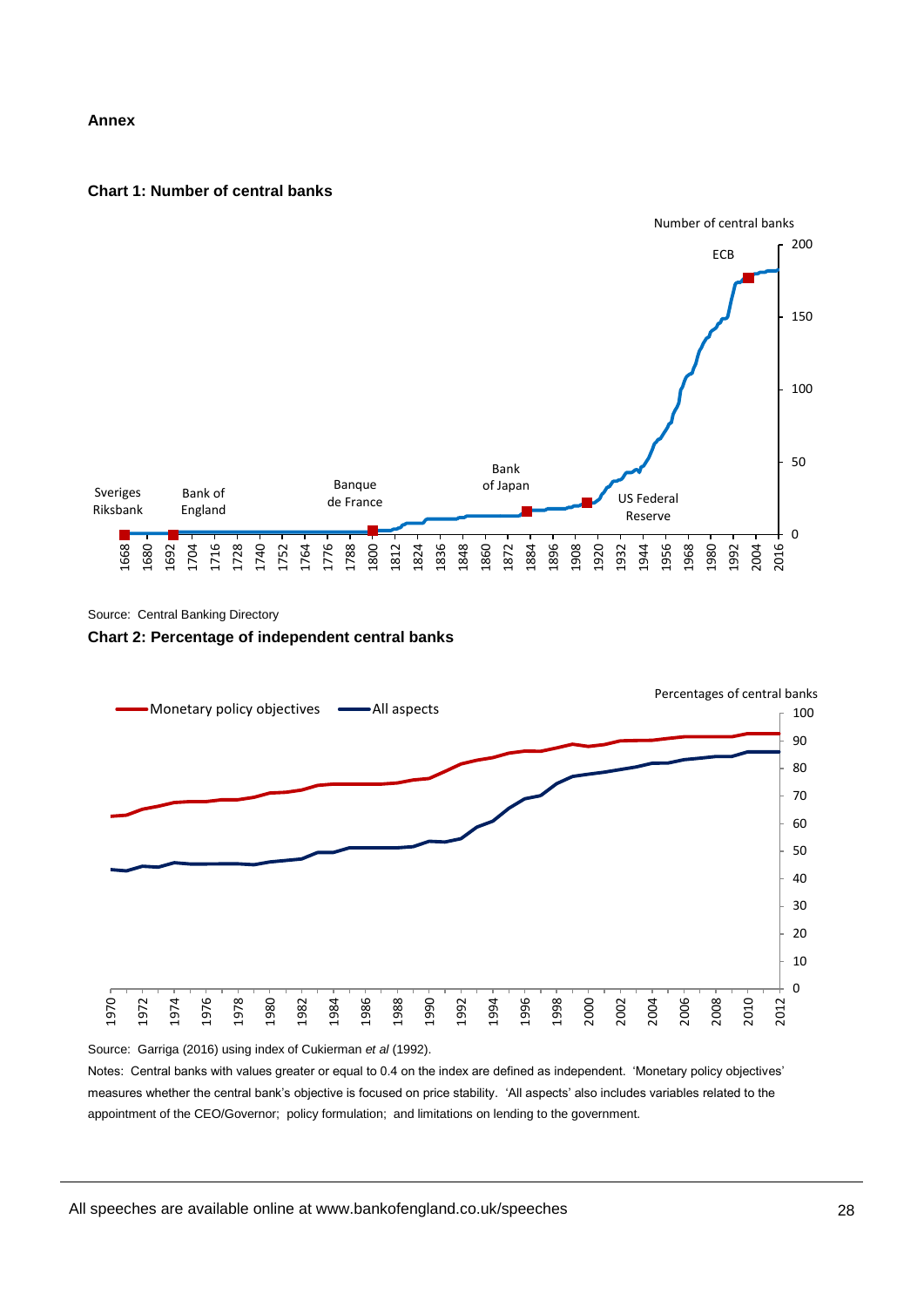**Annex**

**Chart 1: Number of central banks**

Source: Central Banking Directory

**Chart 2: Percentage of independent central banks**

Source: Garriga (2016) using index of Cukierman *et al* (1992).

Notes: Central banks with values greater or equal to 0.4 on the index are defined as independent. 'Monetary policy objectives' measures whether the central bank's objective is focused on price stability. 'All aspects' also includes variables related to the appointment of the CEO/Governor; policy formulation; and limitations on lending to the government.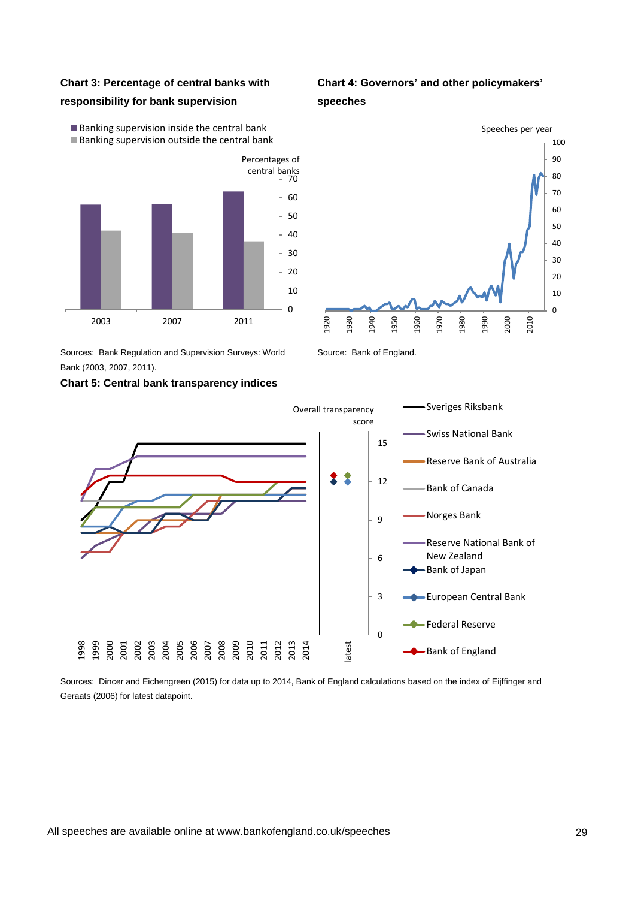**Chart 3: Percentage of central banks with responsibility for bank supervision**

Sources: Bank Regulation and Supervision Surveys: World Bank (2003, 2007, 2011).

**Chart 4: Governors' and other policymakers' speeches**

Source: Bank of England.

**Chart 5: Central bank transparency indices**

Sources: Dincer and Eichengreen (2015) for data up to 2014, Bank of England calculations based on the index of Eijffinger and Geraats (2006) for latest datapoint.

All speeches are available online at www.bankofengland.co.uk/speeches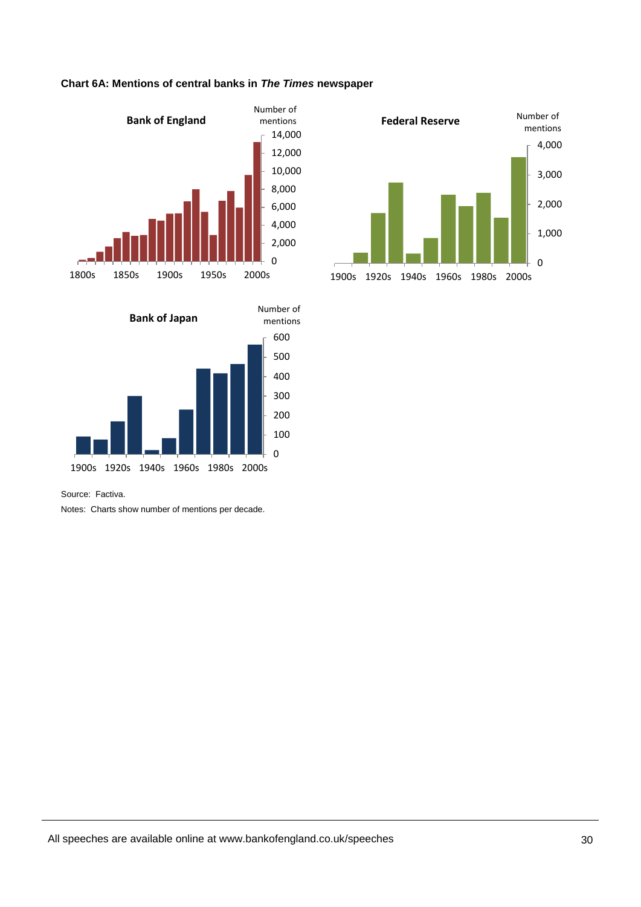**Chart 6A: Mentions of central banks in *The Times* newspaper**

Source: Factiva.

Notes: Charts show number of mentions per decade.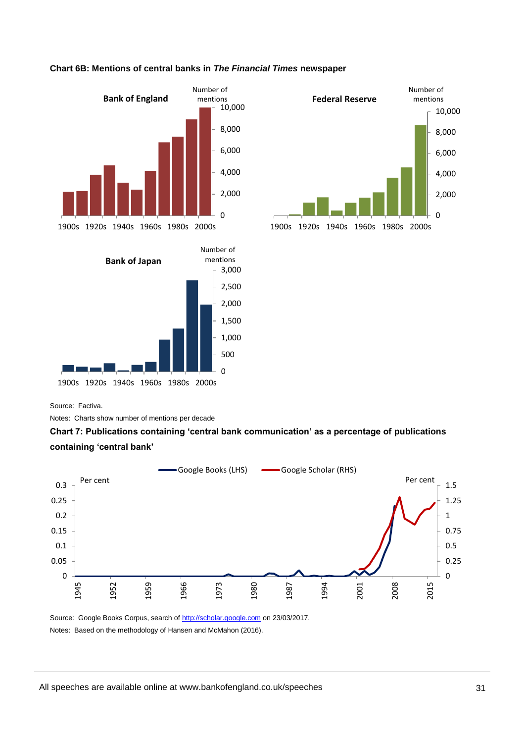**Chart 6B: Mentions of central banks in *The Financial Times* newspaper**

Source: Factiva.

Notes: Charts show number of mentions per decade

**Chart 7: Publications containing 'central bank communication' as a percentage of publications containing 'central bank'**

Source: Google Books Corpus, search of http://scholar.google.com on 23/03/2017.

Notes: Based on the methodology of Hansen and McMahon (2016).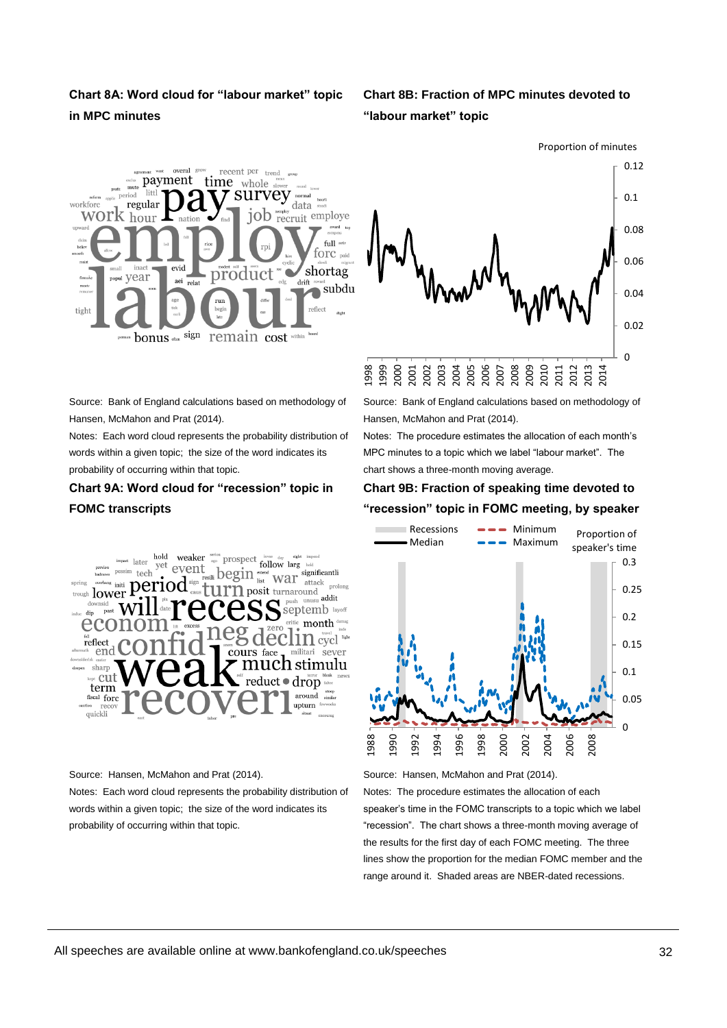**Chart 8A: Word cloud for "labour market" topic in MPC minutes**

Source: Bank of England calculations based on methodology of Hansen, McMahon and Prat (2014).

Notes: Each word cloud represents the probability distribution of words within a given topic; the size of the word indicates its probability of occurring within that topic.

**Chart 8B: Fraction of MPC minutes devoted to "labour market" topic**

Source: Bank of England calculations based on methodology of Hansen, McMahon and Prat (2014).

Notes: The procedure estimates the allocation of each month's MPC minutes to a topic which we label "labour market". The chart shows a three-month moving average.

**Chart 9A: Word cloud for "recession" topic in FOMC transcripts**

Source: Hansen, McMahon and Prat (2014).

Notes: Each word cloud represents the probability distribution of words within a given topic; the size of the word indicates its probability of occurring within that topic.

**Chart 9B: Fraction of speaking time devoted to "recession" topic in FOMC meeting, by speaker**

Source: Hansen, McMahon and Prat (2014).

Notes: The procedure estimates the allocation of each speaker's time in the FOMC transcripts to a topic which we label "recession". The chart shows a three-month moving average of the results for the first day of each FOMC meeting. The three lines show the proportion for the median FOMC member and the range around it. Shaded areas are NBER-dated recessions.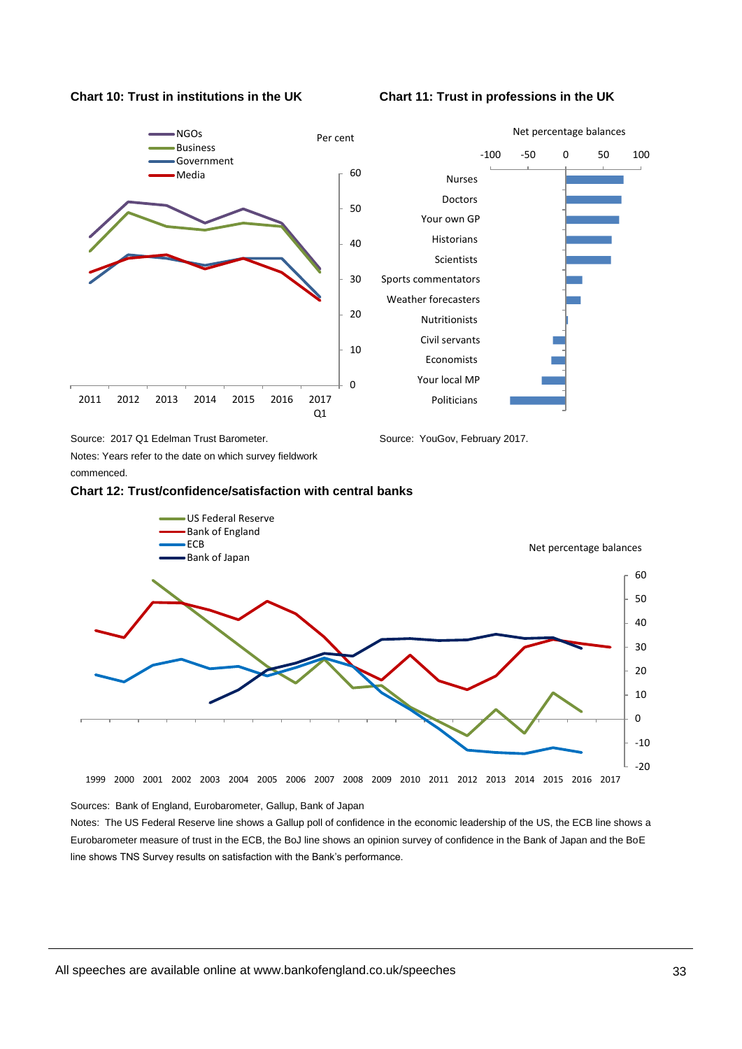**Chart 10: Trust in institutions in the UK**

**Chart 11: Trust in professions in the UK**

Source: 2017 Q1 Edelman Trust Barometer.

Notes: Years refer to the date on which survey fieldwork commenced.

Source: YouGov, February 2017.

**Chart 12: Trust/confidence/satisfaction with central banks**

Sources: Bank of England, Eurobarometer, Gallup, Bank of Japan

Notes: The US Federal Reserve line shows a Gallup poll of confidence in the economic leadership of the US, the ECB line shows a Eurobarometer measure of trust in the ECB, the BoJ line shows an opinion survey of confidence in the Bank of Japan and the BoE line shows TNS Survey results on satisfaction with the Bank's performance.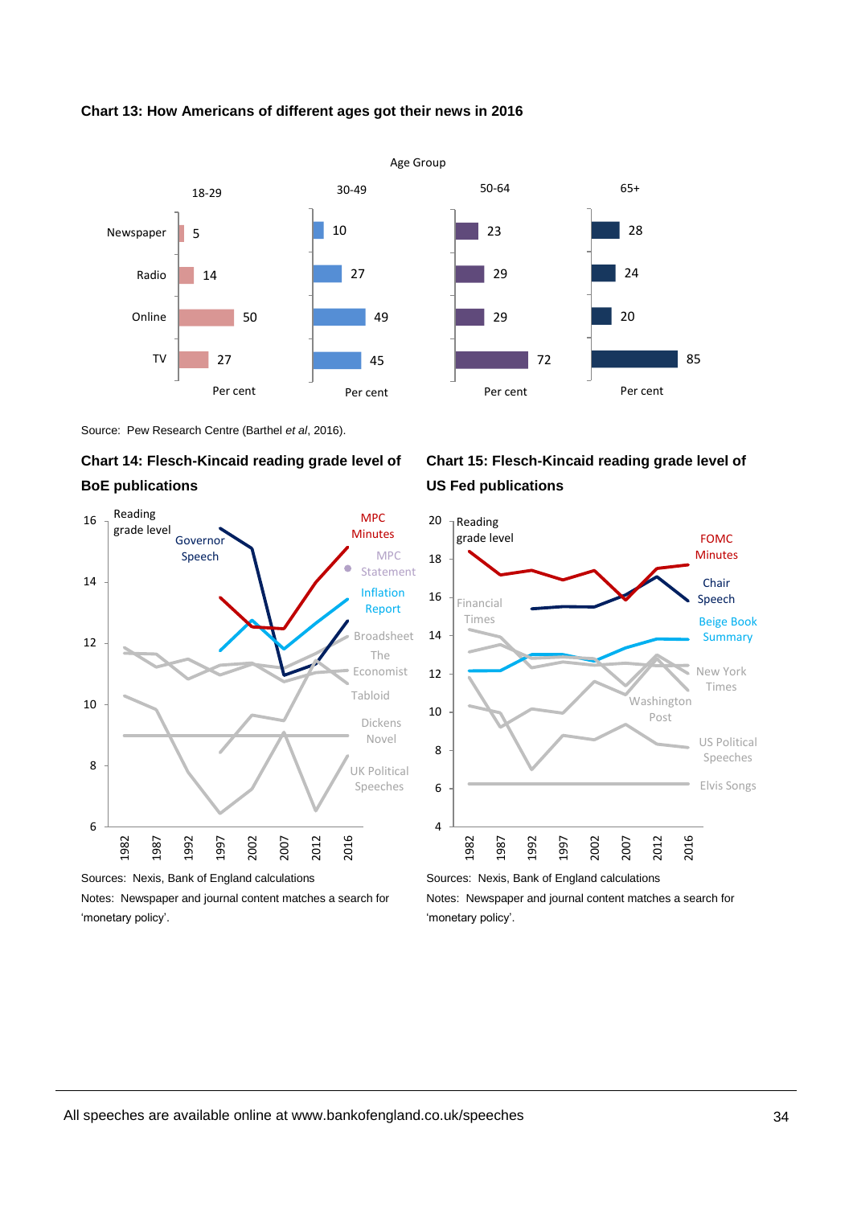**Chart 13: How Americans of different ages got their news in 2016**

Age Group

| | 18-29 | 30-49 | 50-64 | 65+ |
|---|---|---|---|---|
| Newspaper | 5 | 10 | 23 | 28 |
| Radio | 14 | 27 | 29 | 24 |
| Online | 50 | 49 | 29 | 20 |
| TV | 27 | 45 | 72 | 85 |

Per cent

Source: Pew Research Centre (Barthel *et al*, 2016).

**Chart 14: Flesch-Kincaid reading grade level of BoE publications**

Sources: Nexis, Bank of England calculations

Notes: Newspaper and journal content matches a search for 'monetary policy'.

**Chart 15: Flesch-Kincaid reading grade level of US Fed publications**

Sources: Nexis, Bank of England calculations

Notes: Newspaper and journal content matches a search for 'monetary policy'.

All speeches are available online at www.bankofengland.co.uk/speeches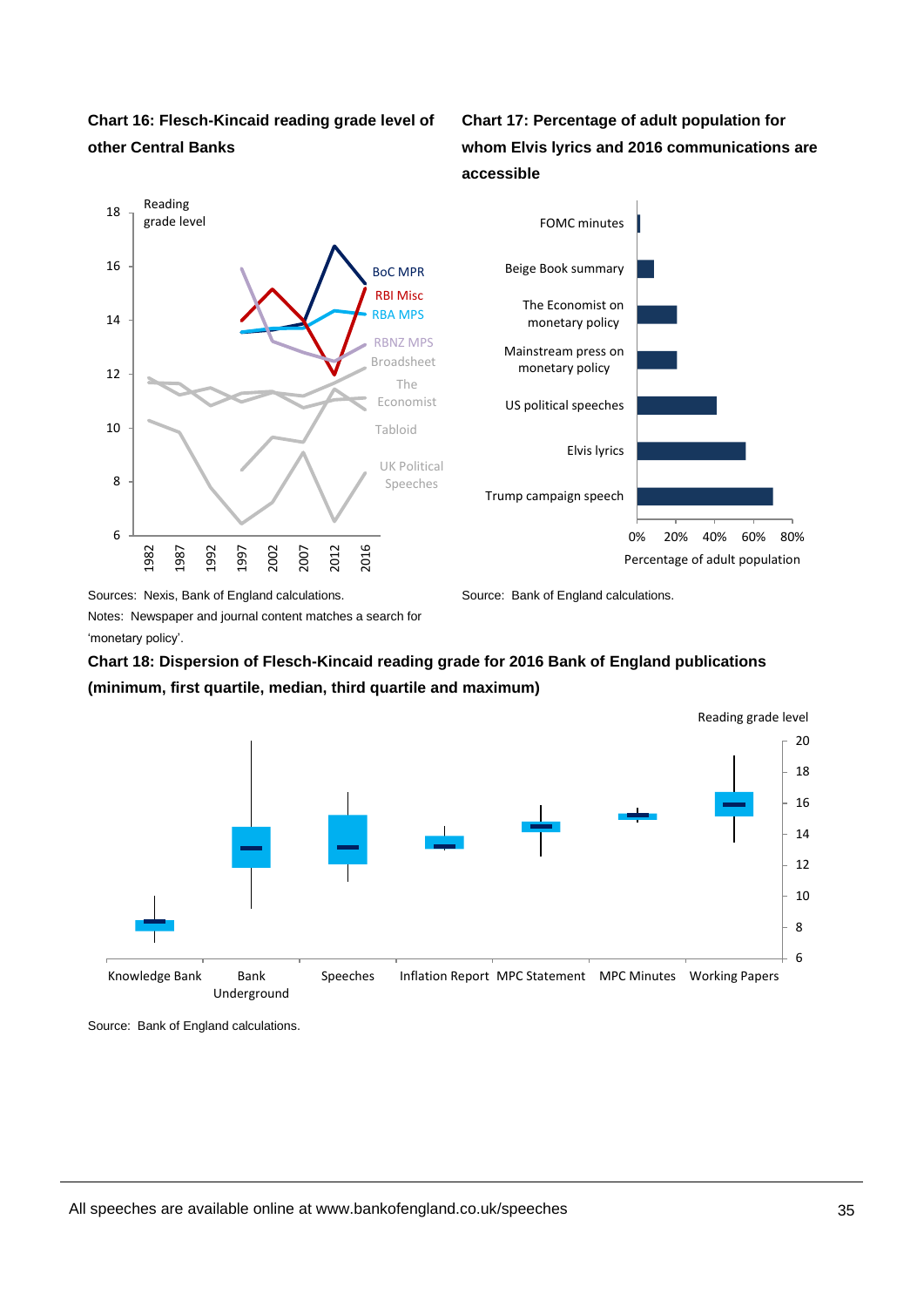**Chart 16: Flesch-Kincaid reading grade level of other Central Banks**

Sources: Nexis, Bank of England calculations.

Notes: Newspaper and journal content matches a search for 'monetary policy'.

**Chart 17: Percentage of adult population for whom Elvis lyrics and 2016 communications are accessible**

Source: Bank of England calculations.

**Chart 18: Dispersion of Flesch-Kincaid reading grade for 2016 Bank of England publications (minimum, first quartile, median, third quartile and maximum)**

Source: Bank of England calculations.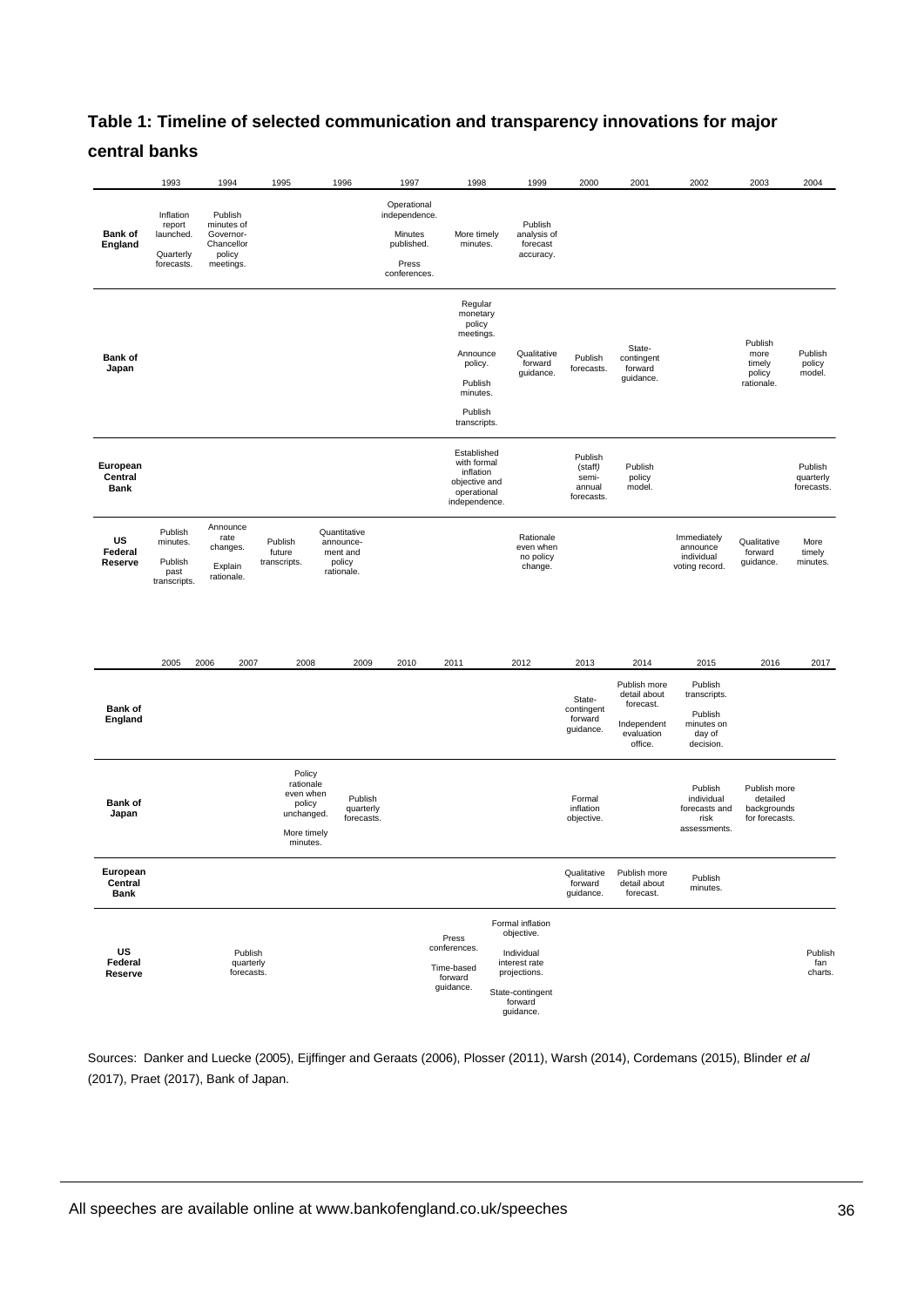## Table 1: Timeline of selected communication and transparency innovations for major central banks

| | 1993 | 1994 | 1995 | 1996 | 1997 | 1998 | 1999 | 2000 | 2001 | 2002 | 2003 | 2004 |
|---|---|---|---|---|---|---|---|---|---|---|---|---|
| **Bank of England** | Inflation report launched. Quarterly forecasts. | Publish minutes of Governor-Chancellor policy meetings. | | | Operational independence. Minutes published. Press conferences. | More timely minutes. | Publish analysis of forecast accuracy. | | | | | |
| **Bank of Japan** | | | | | | Regular monetary policy meetings. Announce policy. Publish minutes. Publish transcripts. | Qualitative forward guidance. | Publish forecasts. | State-contingent forward guidance. | | Publish more timely policy rationale. | Publish policy model. |
| **European Central Bank** | | | | | | Established with formal inflation objective and operational independence. | | Publish (staff) semi-annual forecasts. | Publish policy model. | | | Publish quarterly forecasts. |
| **US Federal Reserve** | Publish minutes. Publish past transcripts. | Announce rate changes. Explain rationale. | Publish future transcripts. | Quantitative announcement and policy rationale. | | | Rationale even when no policy change. | | | Immediately announce individual voting record. | Qualitative forward guidance. | More timely minutes. |

| | 2005 | 2006 | 2007 | 2008 | 2009 | 2010 | 2011 | 2012 | 2013 | 2014 | 2015 | 2016 | 2017 |
|---|---|---|---|---|---|---|---|---|---|---|---|---|---|
| **Bank of England** | | | | | | | | | State-contingent forward guidance. | Publish more detail about forecast. Independent evaluation office. | Publish transcripts. Publish minutes on day of decision. | | |
| **Bank of Japan** | | | | Policy rationale even when policy unchanged. More timely minutes. | Publish quarterly forecasts. | | | | Formal inflation objective. | | Publish individual forecasts and risk assessments. | Publish more detailed backgrounds for forecasts. | |
| **European Central Bank** | | | | | | | | | Qualitative forward guidance. | Publish more detail about forecast. | Publish minutes. | | |
| **US Federal Reserve** | | | Publish quarterly forecasts. | | | | Press conferences. Time-based forward guidance. | Formal inflation objective. Individual interest rate projections. State-contingent forward guidance. | | | | | Publish fan charts. |

Sources: Danker and Luecke (2005), Eijffinger and Geraats (2006), Plosser (2011), Warsh (2014), Cordemans (2015), Blinder *et al* (2017), Praet (2017), Bank of Japan.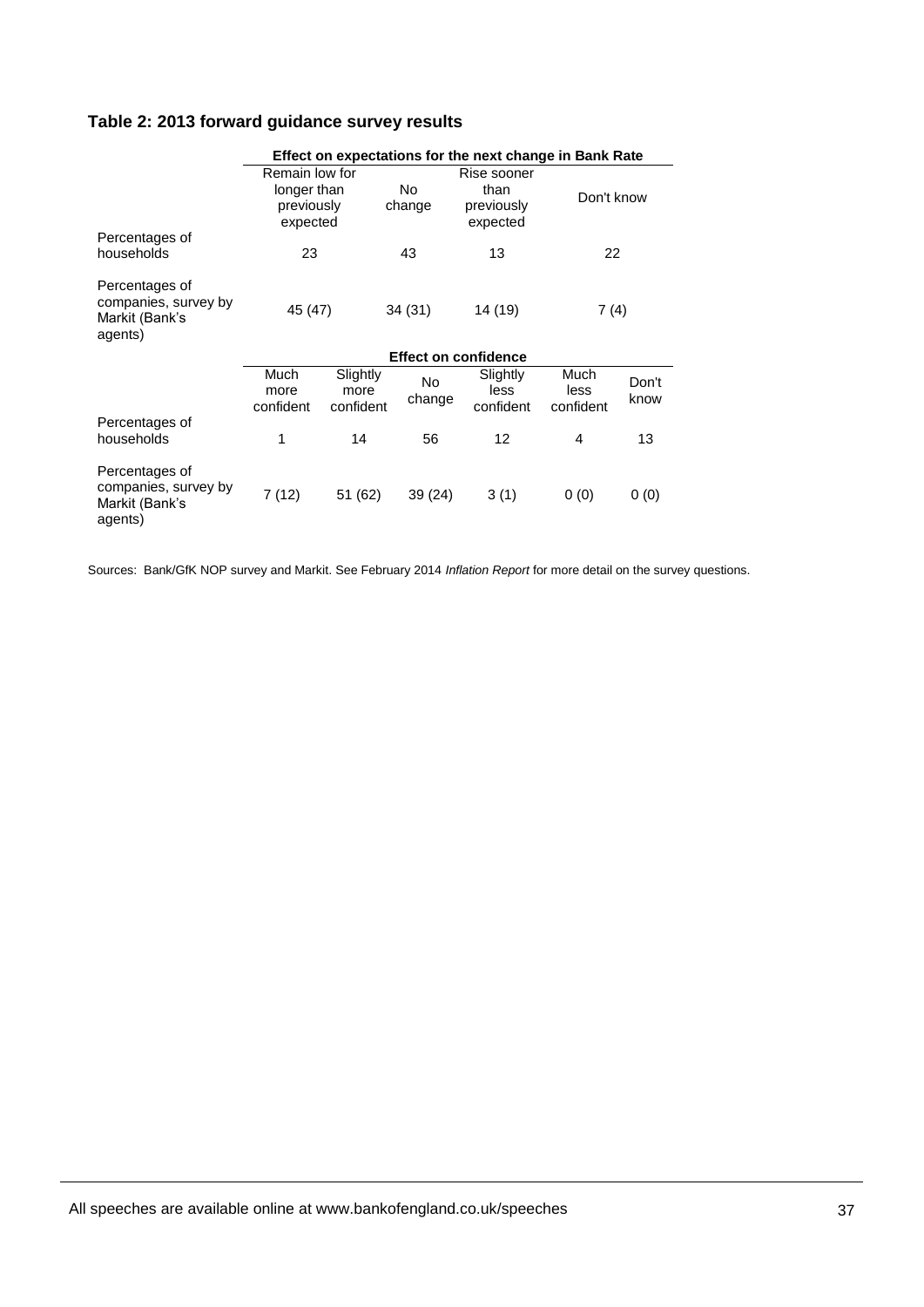## Table 2: 2013 forward guidance survey results

| | Effect on expectations for the next change in Bank Rate | | | |
|---|---|---|---|---|
| | Remain low for longer than previously expected | No change | Rise sooner than previously expected | Don't know |
| Percentages of households | 23 | 43 | 13 | 22 |
| Percentages of companies, survey by Markit (Bank's agents) | 45 (47) | 34 (31) | 14 (19) | 7 (4) |

| | Effect on confidence | | | | | |
|---|---|---|---|---|---|---|
| | Much more confident | Slightly more confident | No change | Slightly less confident | Much less confident | Don't know |
| Percentages of households | 1 | 14 | 56 | 12 | 4 | 13 |
| Percentages of companies, survey by Markit (Bank's agents) | 7 (12) | 51 (62) | 39 (24) | 3 (1) | 0 (0) | 0 (0) |

Sources: Bank/GfK NOP survey and Markit. See February 2014 *Inflation Report* for more detail on the survey questions.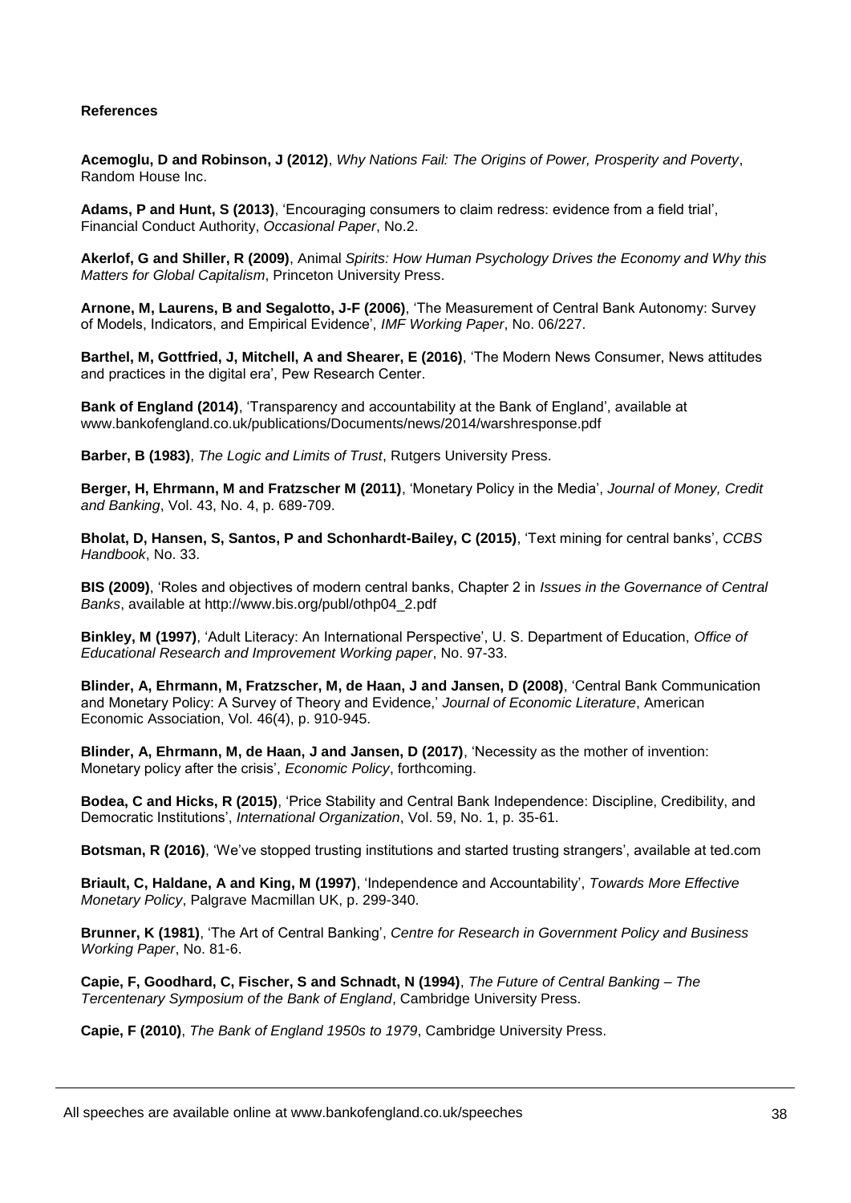**References**

**Acemoglu, D and Robinson, J (2012)**, *Why Nations Fail: The Origins of Power, Prosperity and Poverty*, Random House Inc.

**Adams, P and Hunt, S (2013)**, 'Encouraging consumers to claim redress: evidence from a field trial', Financial Conduct Authority, *Occasional Paper*, No.2.

**Akerlof, G and Shiller, R (2009)**, Animal *Spirits: How Human Psychology Drives the Economy and Why this Matters for Global Capitalism*, Princeton University Press.

**Arnone, M, Laurens, B and Segalotto, J-F (2006)**, 'The Measurement of Central Bank Autonomy: Survey of Models, Indicators, and Empirical Evidence', *IMF Working Paper*, No. 06/227.

**Barthel, M, Gottfried, J, Mitchell, A and Shearer, E (2016)**, 'The Modern News Consumer, News attitudes and practices in the digital era', Pew Research Center.

**Bank of England (2014)**, 'Transparency and accountability at the Bank of England', available at www.bankofengland.co.uk/publications/Documents/news/2014/warshresponse.pdf

**Barber, B (1983)**, *The Logic and Limits of Trust*, Rutgers University Press.

**Berger, H, Ehrmann, M and Fratzscher M (2011)**, 'Monetary Policy in the Media', *Journal of Money, Credit and Banking*, Vol. 43, No. 4, p. 689-709.

**Bholat, D, Hansen, S, Santos, P and Schonhardt-Bailey, C (2015)**, 'Text mining for central banks', *CCBS Handbook*, No. 33.

**BIS (2009)**, 'Roles and objectives of modern central banks, Chapter 2 in *Issues in the Governance of Central Banks*, available at http://www.bis.org/publ/othp04_2.pdf

**Binkley, M (1997)**, 'Adult Literacy: An International Perspective', U. S. Department of Education, *Office of Educational Research and Improvement Working paper*, No. 97-33.

**Blinder, A, Ehrmann, M, Fratzscher, M, de Haan, J and Jansen, D (2008)**, 'Central Bank Communication and Monetary Policy: A Survey of Theory and Evidence,' *Journal of Economic Literature*, American Economic Association, Vol. 46(4), p. 910-945.

**Blinder, A, Ehrmann, M, de Haan, J and Jansen, D (2017)**, 'Necessity as the mother of invention: Monetary policy after the crisis', *Economic Policy*, forthcoming.

**Bodea, C and Hicks, R (2015)**, 'Price Stability and Central Bank Independence: Discipline, Credibility, and Democratic Institutions', *International Organization*, Vol. 59, No. 1, p. 35-61.

**Botsman, R (2016)**, 'We've stopped trusting institutions and started trusting strangers', available at ted.com

**Briault, C, Haldane, A and King, M (1997)**, 'Independence and Accountability', *Towards More Effective Monetary Policy*, Palgrave Macmillan UK, p. 299-340.

**Brunner, K (1981)**, 'The Art of Central Banking', *Centre for Research in Government Policy and Business Working Paper*, No. 81-6.

**Capie, F, Goodhard, C, Fischer, S and Schnadt, N (1994)**, *The Future of Central Banking – The Tercentenary Symposium of the Bank of England*, Cambridge University Press.

**Capie, F (2010)**, *The Bank of England 1950s to 1979*, Cambridge University Press.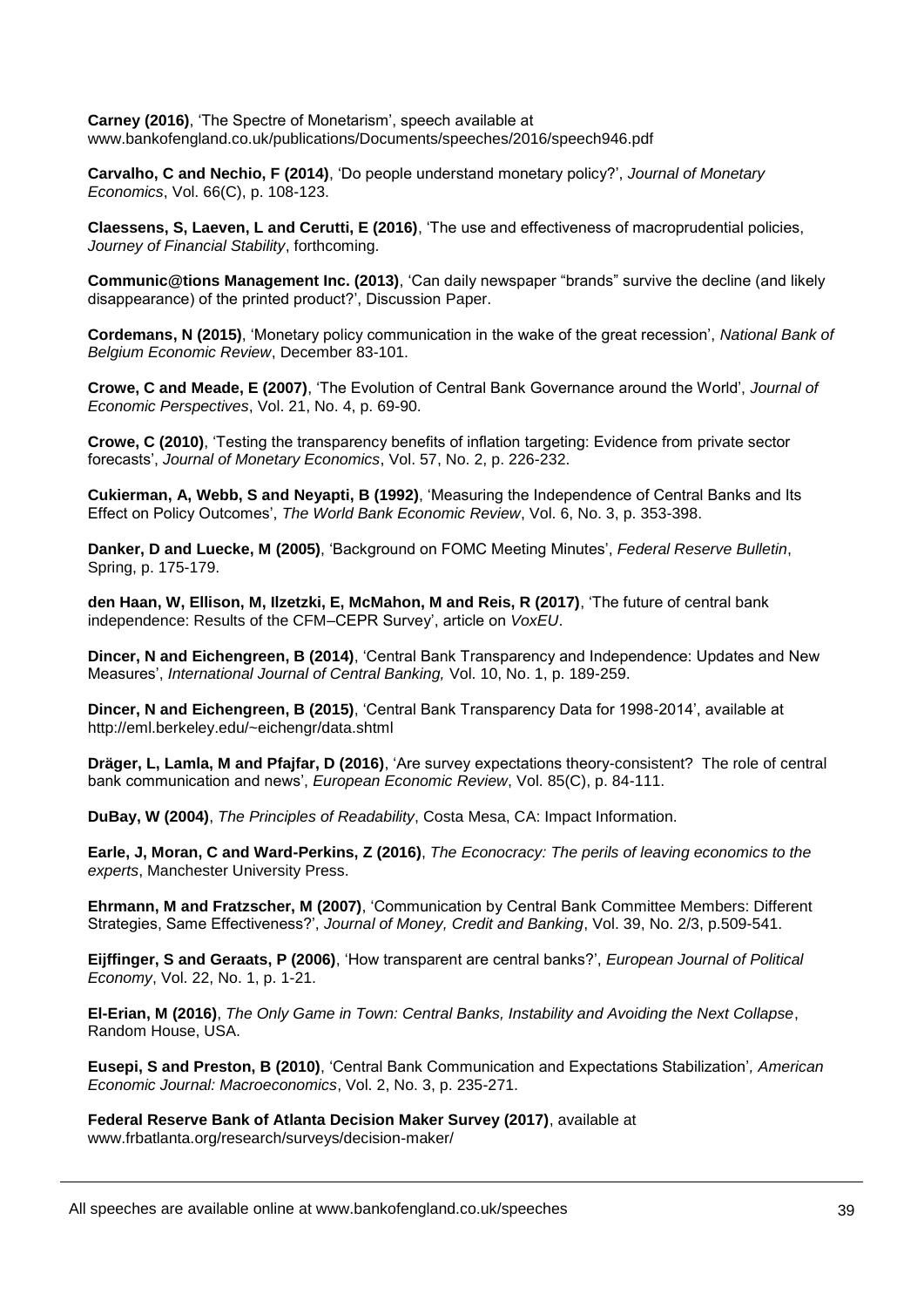**Carney (2016)**, 'The Spectre of Monetarism', speech available at www.bankofengland.co.uk/publications/Documents/speeches/2016/speech946.pdf

**Carvalho, C and Nechio, F (2014)**, 'Do people understand monetary policy?', *Journal of Monetary Economics*, Vol. 66(C), p. 108-123.

**Claessens, S, Laeven, L and Cerutti, E (2016)**, 'The use and effectiveness of macroprudential policies, *Journey of Financial Stability*, forthcoming.

**Communic@tions Management Inc. (2013)**, 'Can daily newspaper "brands" survive the decline (and likely disappearance) of the printed product?', Discussion Paper.

**Cordemans, N (2015)**, 'Monetary policy communication in the wake of the great recession', *National Bank of Belgium Economic Review*, December 83-101.

**Crowe, C and Meade, E (2007)**, 'The Evolution of Central Bank Governance around the World', *Journal of Economic Perspectives*, Vol. 21, No. 4, p. 69-90.

**Crowe, C (2010)**, 'Testing the transparency benefits of inflation targeting: Evidence from private sector forecasts', *Journal of Monetary Economics*, Vol. 57, No. 2, p. 226-232.

**Cukierman, A, Webb, S and Neyapti, B (1992)**, 'Measuring the Independence of Central Banks and Its Effect on Policy Outcomes', *The World Bank Economic Review*, Vol. 6, No. 3, p. 353-398.

**Danker, D and Luecke, M (2005)**, 'Background on FOMC Meeting Minutes', *Federal Reserve Bulletin*, Spring, p. 175-179.

**den Haan, W, Ellison, M, Ilzetzki, E, McMahon, M and Reis, R (2017)**, 'The future of central bank independence: Results of the CFM–CEPR Survey', article on *VoxEU*.

**Dincer, N and Eichengreen, B (2014)**, 'Central Bank Transparency and Independence: Updates and New Measures', *International Journal of Central Banking,* Vol. 10, No. 1, p. 189-259.

**Dincer, N and Eichengreen, B (2015)**, 'Central Bank Transparency Data for 1998-2014', available at http://eml.berkeley.edu/~eichengr/data.shtml

**Dräger, L, Lamla, M and Pfajfar, D (2016)**, 'Are survey expectations theory-consistent? The role of central bank communication and news', *European Economic Review*, Vol. 85(C), p. 84-111.

**DuBay, W (2004)**, *The Principles of Readability*, Costa Mesa, CA: Impact Information.

**Earle, J, Moran, C and Ward-Perkins, Z (2016)**, *The Econocracy: The perils of leaving economics to the experts*, Manchester University Press.

**Ehrmann, M and Fratzscher, M (2007)**, 'Communication by Central Bank Committee Members: Different Strategies, Same Effectiveness?', *Journal of Money, Credit and Banking*, Vol. 39, No. 2/3, p.509-541.

**Eijffinger, S and Geraats, P (2006)**, 'How transparent are central banks?', *European Journal of Political Economy*, Vol. 22, No. 1, p. 1-21.

**El-Erian, M (2016)**, *The Only Game in Town: Central Banks, Instability and Avoiding the Next Collapse*, Random House, USA.

**Eusepi, S and Preston, B (2010)**, 'Central Bank Communication and Expectations Stabilization', *American Economic Journal: Macroeconomics*, Vol. 2, No. 3, p. 235-271.

**Federal Reserve Bank of Atlanta Decision Maker Survey (2017)**, available at www.frbatlanta.org/research/surveys/decision-maker/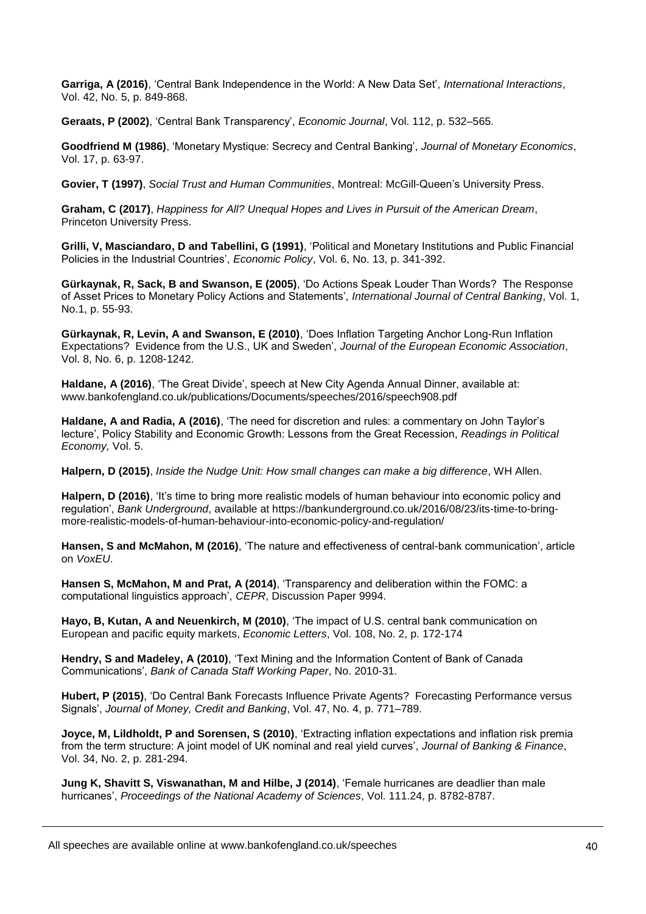**Garriga, A (2016)**, 'Central Bank Independence in the World: A New Data Set', *International Interactions*, Vol. 42, No. 5, p. 849-868.

**Geraats, P (2002)**, 'Central Bank Transparency', *Economic Journal*, Vol. 112, p. 532–565.

**Goodfriend M (1986)**, 'Monetary Mystique: Secrecy and Central Banking', *Journal of Monetary Economics*, Vol. 17, p. 63-97.

**Govier, T (1997)**, *Social Trust and Human Communities*, Montreal: McGill-Queen's University Press.

**Graham, C (2017)**, *Happiness for All? Unequal Hopes and Lives in Pursuit of the American Dream*, Princeton University Press.

**Grilli, V, Masciandaro, D and Tabellini, G (1991)**, 'Political and Monetary Institutions and Public Financial Policies in the Industrial Countries', *Economic Policy*, Vol. 6, No. 13, p. 341-392.

**Gürkaynak, R, Sack, B and Swanson, E (2005)**, 'Do Actions Speak Louder Than Words? The Response of Asset Prices to Monetary Policy Actions and Statements', *International Journal of Central Banking*, Vol. 1, No.1, p. 55-93.

**Gürkaynak, R, Levin, A and Swanson, E (2010)**, 'Does Inflation Targeting Anchor Long-Run Inflation Expectations? Evidence from the U.S., UK and Sweden', *Journal of the European Economic Association*, Vol. 8, No. 6, p. 1208-1242.

**Haldane, A (2016)**, 'The Great Divide', speech at New City Agenda Annual Dinner, available at: www.bankofengland.co.uk/publications/Documents/speeches/2016/speech908.pdf

**Haldane, A and Radia, A (2016)**, 'The need for discretion and rules: a commentary on John Taylor's lecture', Policy Stability and Economic Growth: Lessons from the Great Recession, *Readings in Political Economy,* Vol. 5.

**Halpern, D (2015)**, *Inside the Nudge Unit: How small changes can make a big difference*, WH Allen.

**Halpern, D (2016)**, 'It's time to bring more realistic models of human behaviour into economic policy and regulation', *Bank Underground*, available at https://bankunderground.co.uk/2016/08/23/its-time-to-bring-more-realistic-models-of-human-behaviour-into-economic-policy-and-regulation/

**Hansen, S and McMahon, M (2016)**, 'The nature and effectiveness of central-bank communication', article on *VoxEU*.

**Hansen S, McMahon, M and Prat, A (2014)**, 'Transparency and deliberation within the FOMC: a computational linguistics approach', *CEPR*, Discussion Paper 9994.

**Hayo, B, Kutan, A and Neuenkirch, M (2010)**, 'The impact of U.S. central bank communication on European and pacific equity markets, *Economic Letters*, Vol. 108, No. 2, p. 172-174

**Hendry, S and Madeley, A (2010)**, 'Text Mining and the Information Content of Bank of Canada Communications', *Bank of Canada Staff Working Paper*, No. 2010-31.

**Hubert, P (2015)**, 'Do Central Bank Forecasts Influence Private Agents? Forecasting Performance versus Signals', *Journal of Money, Credit and Banking*, Vol. 47, No. 4, p. 771–789.

**Joyce, M, Lildholdt, P and Sorensen, S (2010)**, 'Extracting inflation expectations and inflation risk premia from the term structure: A joint model of UK nominal and real yield curves', *Journal of Banking & Finance*, Vol. 34, No. 2, p. 281-294.

**Jung K, Shavitt S, Viswanathan, M and Hilbe, J (2014)**, 'Female hurricanes are deadlier than male hurricanes', *Proceedings of the National Academy of Sciences*, Vol. 111.24, p. 8782-8787.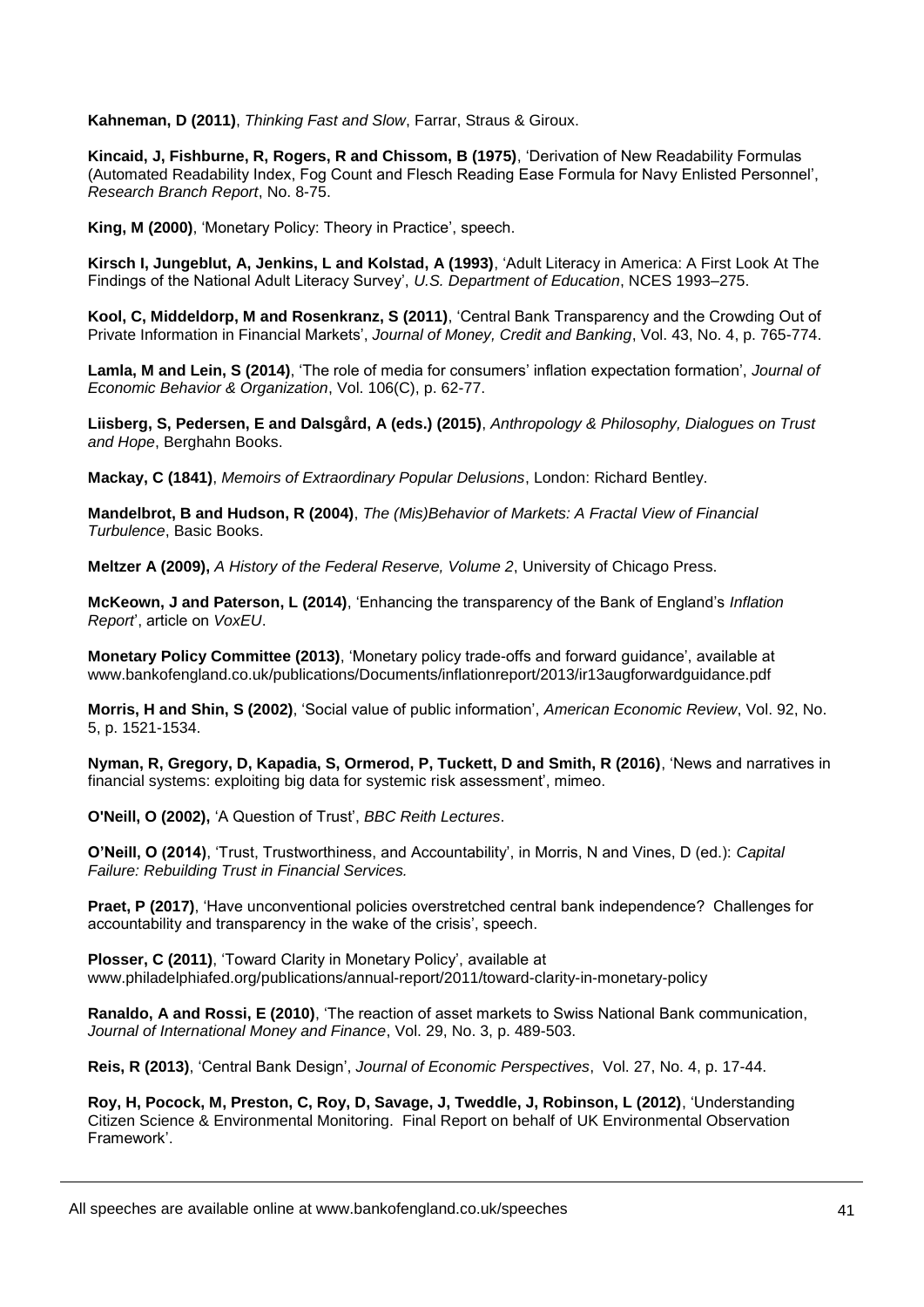**Kahneman, D (2011)**, *Thinking Fast and Slow*, Farrar, Straus & Giroux.

**Kincaid, J, Fishburne, R, Rogers, R and Chissom, B (1975)**, 'Derivation of New Readability Formulas (Automated Readability Index, Fog Count and Flesch Reading Ease Formula for Navy Enlisted Personnel', *Research Branch Report*, No. 8-75.

**King, M (2000)**, 'Monetary Policy: Theory in Practice', speech.

**Kirsch I, Jungeblut, A, Jenkins, L and Kolstad, A (1993)**, 'Adult Literacy in America: A First Look At The Findings of the National Adult Literacy Survey', *U.S. Department of Education*, NCES 1993–275.

**Kool, C, Middeldorp, M and Rosenkranz, S (2011)**, 'Central Bank Transparency and the Crowding Out of Private Information in Financial Markets', *Journal of Money, Credit and Banking*, Vol. 43, No. 4, p. 765-774.

**Lamla, M and Lein, S (2014)**, 'The role of media for consumers' inflation expectation formation', *Journal of Economic Behavior & Organization*, Vol. 106(C), p. 62-77.

**Liisberg, S, Pedersen, E and Dalsgård, A (eds.) (2015)**, *Anthropology & Philosophy, Dialogues on Trust and Hope*, Berghahn Books.

**Mackay, C (1841)**, *Memoirs of Extraordinary Popular Delusions*, London: Richard Bentley.

**Mandelbrot, B and Hudson, R (2004)**, *The (Mis)Behavior of Markets: A Fractal View of Financial Turbulence*, Basic Books.

**Meltzer A (2009),** *A History of the Federal Reserve, Volume 2*, University of Chicago Press.

**McKeown, J and Paterson, L (2014)**, 'Enhancing the transparency of the Bank of England's *Inflation Report*', article on *VoxEU*.

**Monetary Policy Committee (2013)**, 'Monetary policy trade-offs and forward guidance', available at www.bankofengland.co.uk/publications/Documents/inflationreport/2013/ir13augforwardguidance.pdf

**Morris, H and Shin, S (2002)**, 'Social value of public information', *American Economic Review*, Vol. 92, No. 5, p. 1521-1534.

**Nyman, R, Gregory, D, Kapadia, S, Ormerod, P, Tuckett, D and Smith, R (2016)**, 'News and narratives in financial systems: exploiting big data for systemic risk assessment', mimeo.

**O'Neill, O (2002),** 'A Question of Trust', *BBC Reith Lectures*.

**O'Neill, O (2014)**, 'Trust, Trustworthiness, and Accountability', in Morris, N and Vines, D (ed.): *Capital Failure: Rebuilding Trust in Financial Services.*

**Praet, P (2017)**, 'Have unconventional policies overstretched central bank independence? Challenges for accountability and transparency in the wake of the crisis', speech.

**Plosser, C (2011)**, 'Toward Clarity in Monetary Policy', available at www.philadelphiafed.org/publications/annual-report/2011/toward-clarity-in-monetary-policy

**Ranaldo, A and Rossi, E (2010)**, 'The reaction of asset markets to Swiss National Bank communication, *Journal of International Money and Finance*, Vol. 29, No. 3, p. 489-503.

**Reis, R (2013)**, 'Central Bank Design', *Journal of Economic Perspectives*, Vol. 27, No. 4, p. 17-44.

**Roy, H, Pocock, M, Preston, C, Roy, D, Savage, J, Tweddle, J, Robinson, L (2012)**, 'Understanding Citizen Science & Environmental Monitoring. Final Report on behalf of UK Environmental Observation Framework'.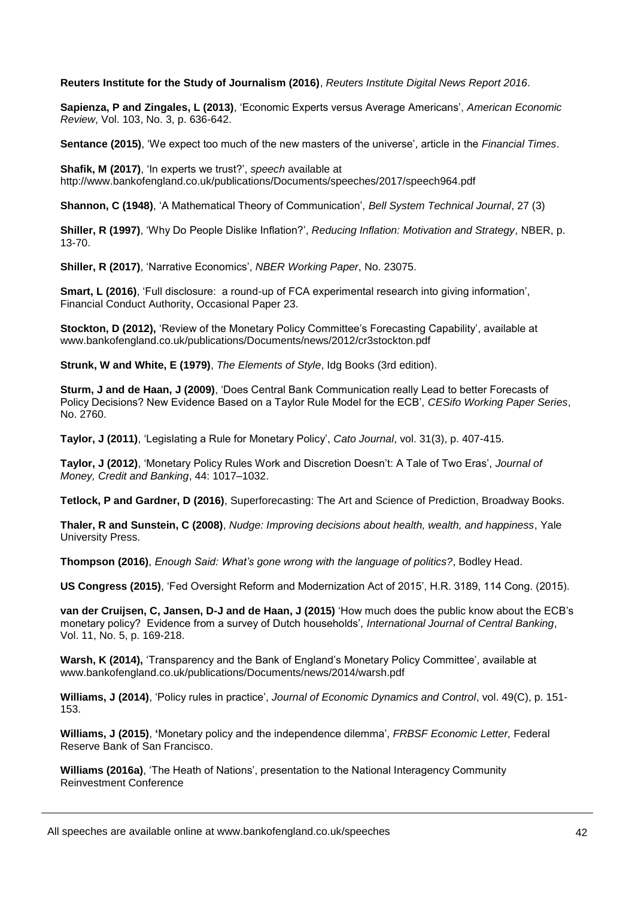**Reuters Institute for the Study of Journalism (2016)**, *Reuters Institute Digital News Report 2016*.

**Sapienza, P and Zingales, L (2013)**, 'Economic Experts versus Average Americans', *American Economic Review*, Vol. 103, No. 3, p. 636-642.

**Sentance (2015)**, 'We expect too much of the new masters of the universe', article in the *Financial Times*.

**Shafik, M (2017)**, 'In experts we trust?', *speech* available at http://www.bankofengland.co.uk/publications/Documents/speeches/2017/speech964.pdf

**Shannon, C (1948)**, 'A Mathematical Theory of Communication', *Bell System Technical Journal*, 27 (3)

**Shiller, R (1997)**, 'Why Do People Dislike Inflation?', *Reducing Inflation: Motivation and Strategy*, NBER, p. 13-70.

**Shiller, R (2017)**, 'Narrative Economics', *NBER Working Paper*, No. 23075.

**Smart, L (2016)**, 'Full disclosure: a round-up of FCA experimental research into giving information', Financial Conduct Authority, Occasional Paper 23.

**Stockton, D (2012),** 'Review of the Monetary Policy Committee's Forecasting Capability', available at www.bankofengland.co.uk/publications/Documents/news/2012/cr3stockton.pdf

**Strunk, W and White, E (1979)**, *The Elements of Style*, Idg Books (3rd edition).

**Sturm, J and de Haan, J (2009)**, 'Does Central Bank Communication really Lead to better Forecasts of Policy Decisions? New Evidence Based on a Taylor Rule Model for the ECB', *CESifo Working Paper Series*, No. 2760.

**Taylor, J (2011)**, 'Legislating a Rule for Monetary Policy', *Cato Journal*, vol. 31(3), p. 407-415.

**Taylor, J (2012)**, 'Monetary Policy Rules Work and Discretion Doesn't: A Tale of Two Eras', *Journal of Money, Credit and Banking*, 44: 1017–1032.

**Tetlock, P and Gardner, D (2016)**, Superforecasting: The Art and Science of Prediction, Broadway Books.

**Thaler, R and Sunstein, C (2008)**, *Nudge: Improving decisions about health, wealth, and happiness*, Yale University Press.

**Thompson (2016)**, *Enough Said: What's gone wrong with the language of politics?*, Bodley Head.

**US Congress (2015)**, 'Fed Oversight Reform and Modernization Act of 2015', H.R. 3189, 114 Cong. (2015).

**van der Cruijsen, C, Jansen, D-J and de Haan, J (2015)** 'How much does the public know about the ECB's monetary policy? Evidence from a survey of Dutch households', *International Journal of Central Banking*, Vol. 11, No. 5, p. 169-218.

**Warsh, K (2014),** 'Transparency and the Bank of England's Monetary Policy Committee', available at www.bankofengland.co.uk/publications/Documents/news/2014/warsh.pdf

**Williams, J (2014)**, 'Policy rules in practice', *Journal of Economic Dynamics and Control*, vol. 49(C), p. 151-153.

**Williams, J (2015)**, **'**Monetary policy and the independence dilemma', *FRBSF Economic Letter,* Federal Reserve Bank of San Francisco.

**Williams (2016a)**, 'The Heath of Nations', presentation to the National Interagency Community Reinvestment Conference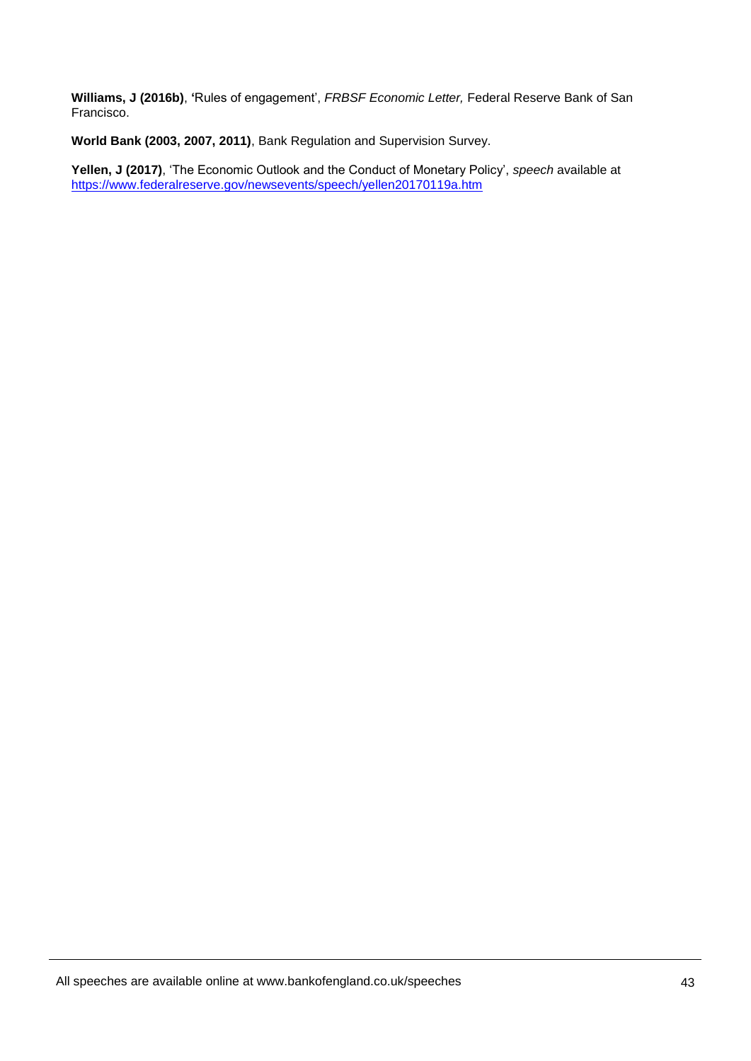**Williams, J (2016b)**, 'Rules of engagement', *FRBSF Economic Letter,* Federal Reserve Bank of San Francisco.

**World Bank (2003, 2007, 2011)**, Bank Regulation and Supervision Survey.

**Yellen, J (2017)**, 'The Economic Outlook and the Conduct of Monetary Policy', *speech* available at https://www.federalreserve.gov/newsevents/speech/yellen20170119a.htm